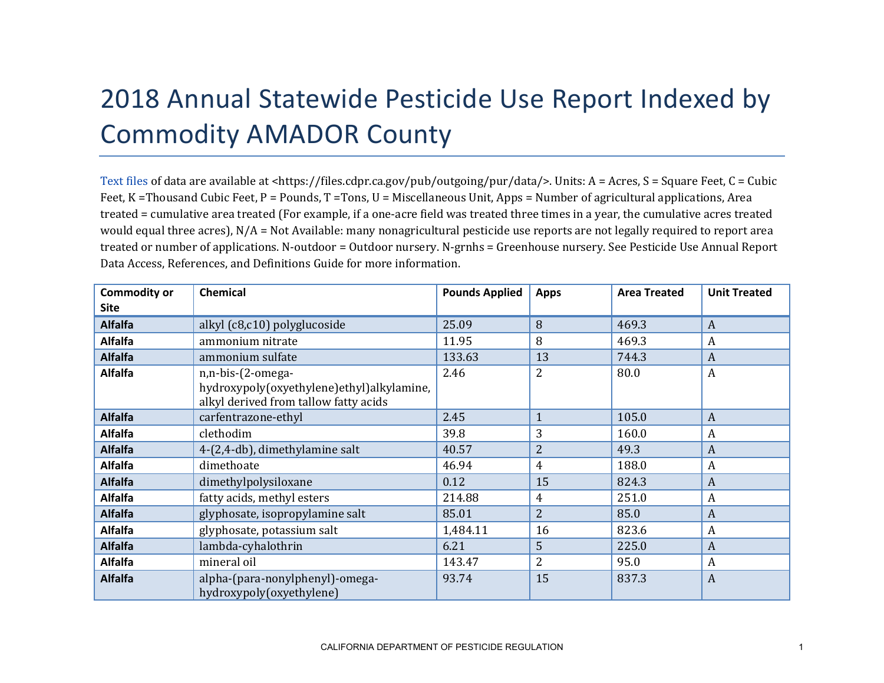# 2018 Annual Statewide Pesticide Use Report Indexed by Commodity AMADOR County

Text files of data are available at <https://files.cdpr.ca.gov/pub/outgoing/pur/data/>. Units: A = Acres, S = Square Feet, C = Cubic Feet, K =Thousand Cubic Feet, P = Pounds, T =Tons, U = Miscellaneous Unit, Apps = Number of agricultural applications, Area treated = cumulative area treated (For example, if a one-acre field was treated three times in a year, the cumulative acres treated would equal three acres), N/A = Not Available: many nonagricultural pesticide use reports are not legally required to report area treated or number of applications. N-outdoor = Outdoor nursery. N-grnhs = Greenhouse nursery. See Pesticide Use Annual Report Data Access, References, and Definitions Guide for more information.

| Commodity or Site | Chemical | Pounds Applied | Apps | Area Treated | Unit Treated |
|---|---|---|---|---|---|
| **Alfalfa** | alkyl (c8,c10) polyglucoside | 25.09 | 8 | 469.3 | A |
| **Alfalfa** | ammonium nitrate | 11.95 | 8 | 469.3 | A |
| **Alfalfa** | ammonium sulfate | 133.63 | 13 | 744.3 | A |
| **Alfalfa** | n,n-bis-(2-omega-hydroxypoly(oxyethylene)ethyl)alkylamine, alkyl derived from tallow fatty acids | 2.46 | 2 | 80.0 | A |
| **Alfalfa** | carfentrazone-ethyl | 2.45 | 1 | 105.0 | A |
| **Alfalfa** | clethodim | 39.8 | 3 | 160.0 | A |
| **Alfalfa** | 4-(2,4-db), dimethylamine salt | 40.57 | 2 | 49.3 | A |
| **Alfalfa** | dimethoate | 46.94 | 4 | 188.0 | A |
| **Alfalfa** | dimethylpolysiloxane | 0.12 | 15 | 824.3 | A |
| **Alfalfa** | fatty acids, methyl esters | 214.88 | 4 | 251.0 | A |
| **Alfalfa** | glyphosate, isopropylamine salt | 85.01 | 2 | 85.0 | A |
| **Alfalfa** | glyphosate, potassium salt | 1,484.11 | 16 | 823.6 | A |
| **Alfalfa** | lambda-cyhalothrin | 6.21 | 5 | 225.0 | A |
| **Alfalfa** | mineral oil | 143.47 | 2 | 95.0 | A |
| **Alfalfa** | alpha-(para-nonylphenyl)-omega-hydroxypoly(oxyethylene) | 93.74 | 15 | 837.3 | A |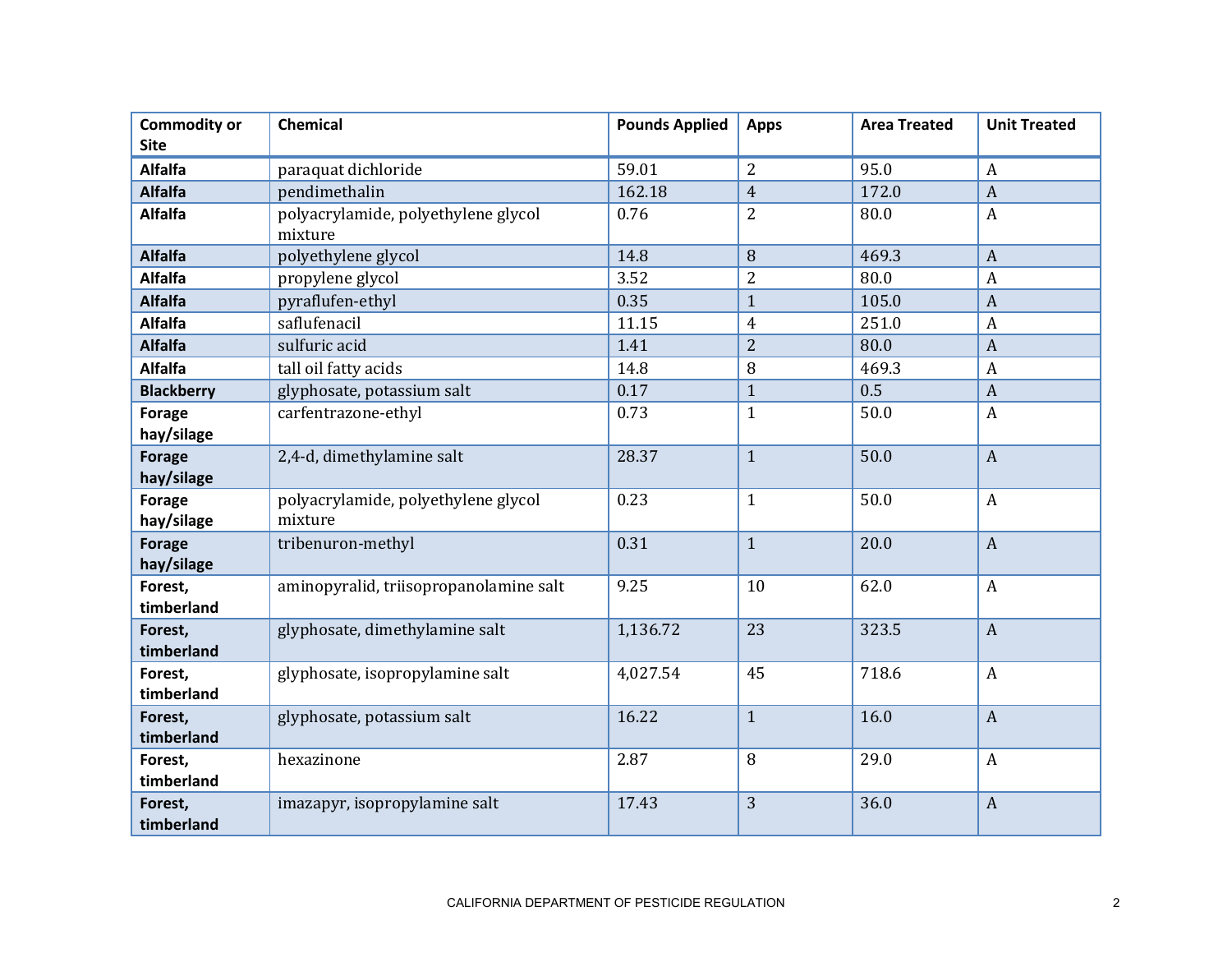| Commodity or Site | Chemical | Pounds Applied | Apps | Area Treated | Unit Treated |
|---|---|---|---|---|---|
| **Alfalfa** | paraquat dichloride | 59.01 | 2 | 95.0 | A |
| **Alfalfa** | pendimethalin | 162.18 | 4 | 172.0 | A |
| **Alfalfa** | polyacrylamide, polyethylene glycol mixture | 0.76 | 2 | 80.0 | A |
| **Alfalfa** | polyethylene glycol | 14.8 | 8 | 469.3 | A |
| **Alfalfa** | propylene glycol | 3.52 | 2 | 80.0 | A |
| **Alfalfa** | pyraflufen-ethyl | 0.35 | 1 | 105.0 | A |
| **Alfalfa** | saflufenacil | 11.15 | 4 | 251.0 | A |
| **Alfalfa** | sulfuric acid | 1.41 | 2 | 80.0 | A |
| **Alfalfa** | tall oil fatty acids | 14.8 | 8 | 469.3 | A |
| **Blackberry** | glyphosate, potassium salt | 0.17 | 1 | 0.5 | A |
| **Forage hay/silage** | carfentrazone-ethyl | 0.73 | 1 | 50.0 | A |
| **Forage hay/silage** | 2,4-d, dimethylamine salt | 28.37 | 1 | 50.0 | A |
| **Forage hay/silage** | polyacrylamide, polyethylene glycol mixture | 0.23 | 1 | 50.0 | A |
| **Forage hay/silage** | tribenuron-methyl | 0.31 | 1 | 20.0 | A |
| **Forest, timberland** | aminopyralid, triisopropanolamine salt | 9.25 | 10 | 62.0 | A |
| **Forest, timberland** | glyphosate, dimethylamine salt | 1,136.72 | 23 | 323.5 | A |
| **Forest, timberland** | glyphosate, isopropylamine salt | 4,027.54 | 45 | 718.6 | A |
| **Forest, timberland** | glyphosate, potassium salt | 16.22 | 1 | 16.0 | A |
| **Forest, timberland** | hexazinone | 2.87 | 8 | 29.0 | A |
| **Forest, timberland** | imazapyr, isopropylamine salt | 17.43 | 3 | 36.0 | A |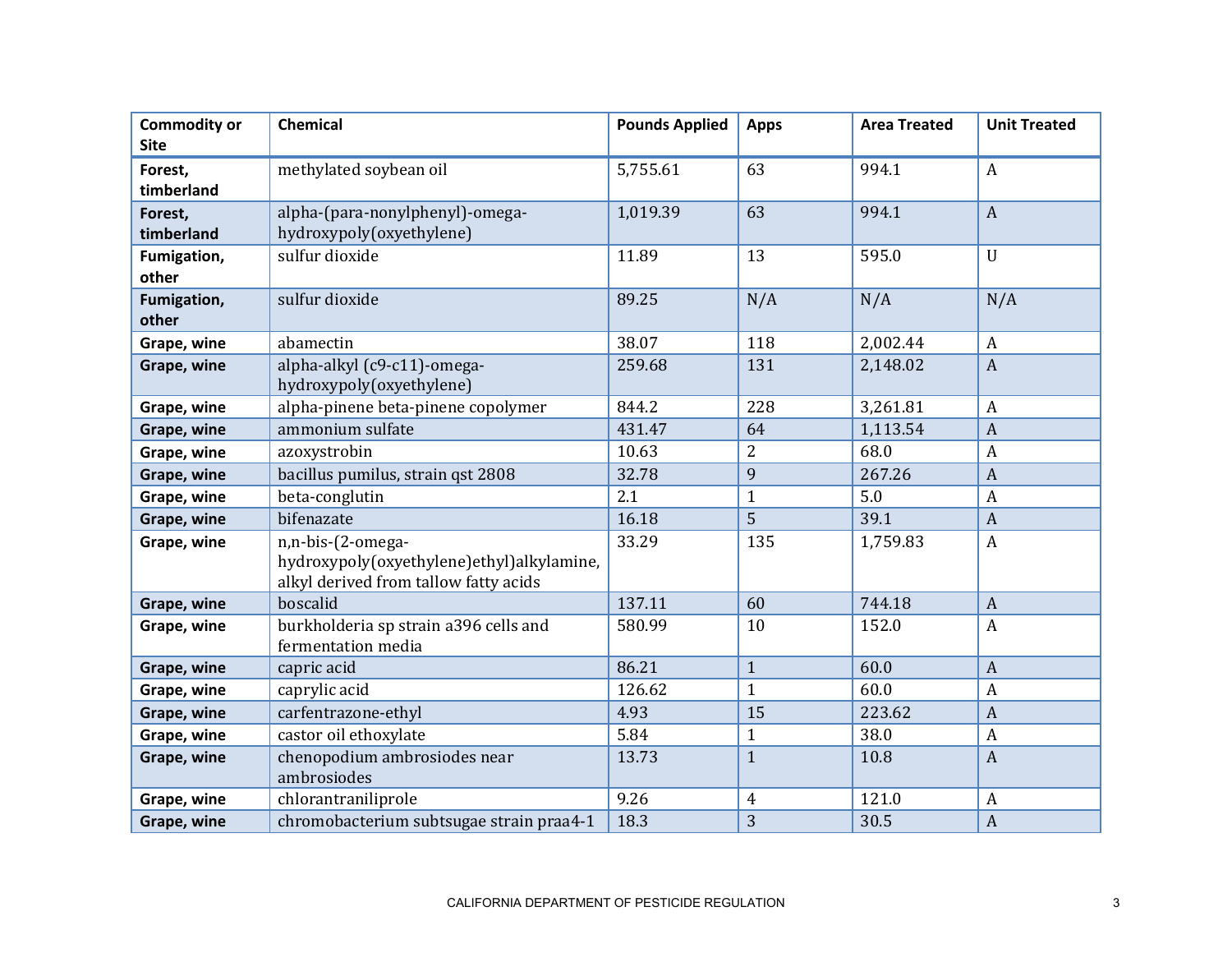| Commodity or Site | Chemical | Pounds Applied | Apps | Area Treated | Unit Treated |
|---|---|---|---|---|---|
| **Forest, timberland** | methylated soybean oil | 5,755.61 | 63 | 994.1 | A |
| **Forest, timberland** | alpha-(para-nonylphenyl)-omega-hydroxypoly(oxyethylene) | 1,019.39 | 63 | 994.1 | A |
| **Fumigation, other** | sulfur dioxide | 11.89 | 13 | 595.0 | U |
| **Fumigation, other** | sulfur dioxide | 89.25 | N/A | N/A | N/A |
| **Grape, wine** | abamectin | 38.07 | 118 | 2,002.44 | A |
| **Grape, wine** | alpha-alkyl (c9-c11)-omega-hydroxypoly(oxyethylene) | 259.68 | 131 | 2,148.02 | A |
| **Grape, wine** | alpha-pinene beta-pinene copolymer | 844.2 | 228 | 3,261.81 | A |
| **Grape, wine** | ammonium sulfate | 431.47 | 64 | 1,113.54 | A |
| **Grape, wine** | azoxystrobin | 10.63 | 2 | 68.0 | A |
| **Grape, wine** | bacillus pumilus, strain qst 2808 | 32.78 | 9 | 267.26 | A |
| **Grape, wine** | beta-conglutin | 2.1 | 1 | 5.0 | A |
| **Grape, wine** | bifenazate | 16.18 | 5 | 39.1 | A |
| **Grape, wine** | n,n-bis-(2-omega-hydroxypoly(oxyethylene)ethyl)alkylamine, alkyl derived from tallow fatty acids | 33.29 | 135 | 1,759.83 | A |
| **Grape, wine** | boscalid | 137.11 | 60 | 744.18 | A |
| **Grape, wine** | burkholderia sp strain a396 cells and fermentation media | 580.99 | 10 | 152.0 | A |
| **Grape, wine** | capric acid | 86.21 | 1 | 60.0 | A |
| **Grape, wine** | caprylic acid | 126.62 | 1 | 60.0 | A |
| **Grape, wine** | carfentrazone-ethyl | 4.93 | 15 | 223.62 | A |
| **Grape, wine** | castor oil ethoxylate | 5.84 | 1 | 38.0 | A |
| **Grape, wine** | chenopodium ambrosiodes near ambrosiodes | 13.73 | 1 | 10.8 | A |
| **Grape, wine** | chlorantraniliprole | 9.26 | 4 | 121.0 | A |
| **Grape, wine** | chromobacterium subtsugae strain praa4-1 | 18.3 | 3 | 30.5 | A |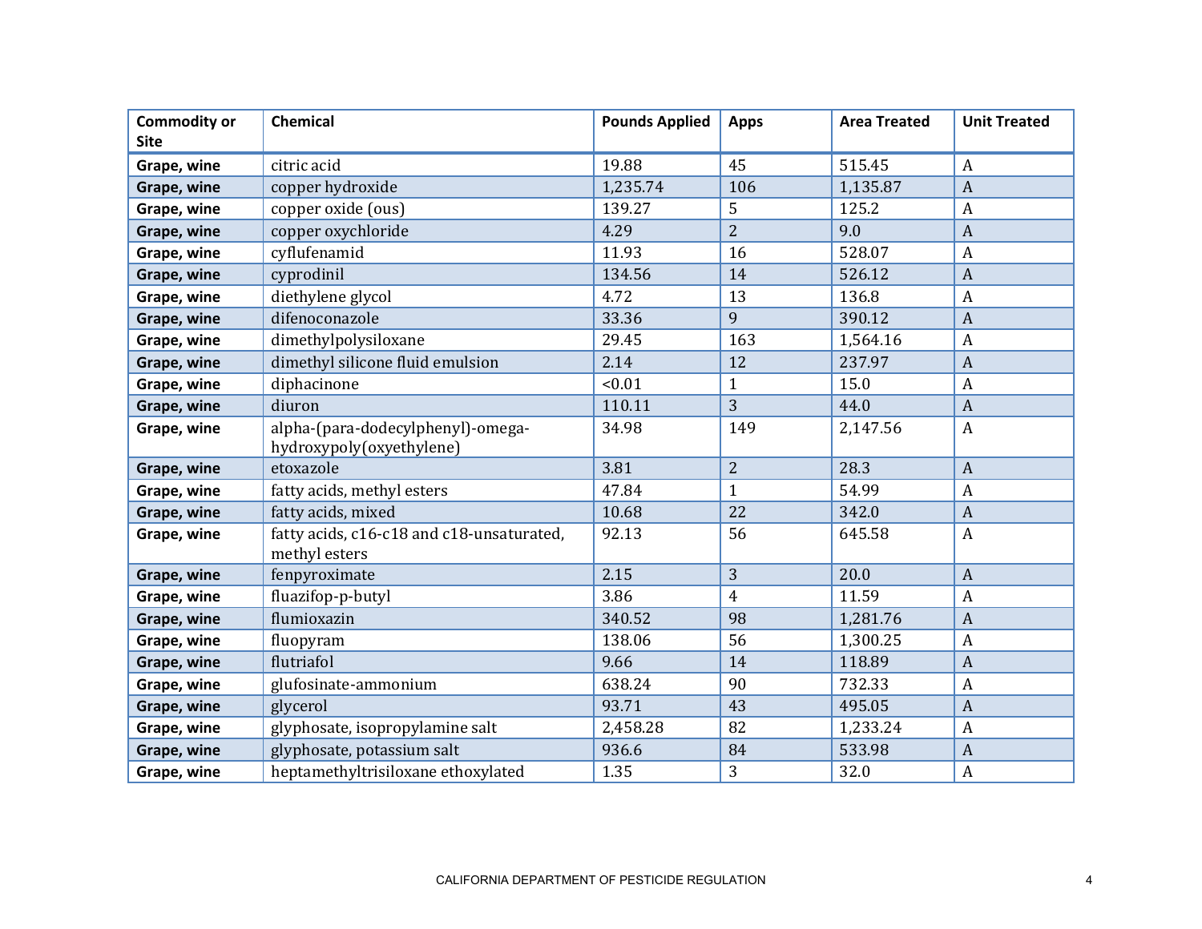| Commodity or Site | Chemical | Pounds Applied | Apps | Area Treated | Unit Treated |
|---|---|---|---|---|---|
| **Grape, wine** | citric acid | 19.88 | 45 | 515.45 | A |
| **Grape, wine** | copper hydroxide | 1,235.74 | 106 | 1,135.87 | A |
| **Grape, wine** | copper oxide (ous) | 139.27 | 5 | 125.2 | A |
| **Grape, wine** | copper oxychloride | 4.29 | 2 | 9.0 | A |
| **Grape, wine** | cyflufenamid | 11.93 | 16 | 528.07 | A |
| **Grape, wine** | cyprodinil | 134.56 | 14 | 526.12 | A |
| **Grape, wine** | diethylene glycol | 4.72 | 13 | 136.8 | A |
| **Grape, wine** | difenoconazole | 33.36 | 9 | 390.12 | A |
| **Grape, wine** | dimethylpolysiloxane | 29.45 | 163 | 1,564.16 | A |
| **Grape, wine** | dimethyl silicone fluid emulsion | 2.14 | 12 | 237.97 | A |
| **Grape, wine** | diphacinone | <0.01 | 1 | 15.0 | A |
| **Grape, wine** | diuron | 110.11 | 3 | 44.0 | A |
| **Grape, wine** | alpha-(para-dodecylphenyl)-omega-hydroxypoly(oxyethylene) | 34.98 | 149 | 2,147.56 | A |
| **Grape, wine** | etoxazole | 3.81 | 2 | 28.3 | A |
| **Grape, wine** | fatty acids, methyl esters | 47.84 | 1 | 54.99 | A |
| **Grape, wine** | fatty acids, mixed | 10.68 | 22 | 342.0 | A |
| **Grape, wine** | fatty acids, c16-c18 and c18-unsaturated, methyl esters | 92.13 | 56 | 645.58 | A |
| **Grape, wine** | fenpyroximate | 2.15 | 3 | 20.0 | A |
| **Grape, wine** | fluazifop-p-butyl | 3.86 | 4 | 11.59 | A |
| **Grape, wine** | flumioxazin | 340.52 | 98 | 1,281.76 | A |
| **Grape, wine** | fluopyram | 138.06 | 56 | 1,300.25 | A |
| **Grape, wine** | flutriafol | 9.66 | 14 | 118.89 | A |
| **Grape, wine** | glufosinate-ammonium | 638.24 | 90 | 732.33 | A |
| **Grape, wine** | glycerol | 93.71 | 43 | 495.05 | A |
| **Grape, wine** | glyphosate, isopropylamine salt | 2,458.28 | 82 | 1,233.24 | A |
| **Grape, wine** | glyphosate, potassium salt | 936.6 | 84 | 533.98 | A |
| **Grape, wine** | heptamethyltrisiloxane ethoxylated | 1.35 | 3 | 32.0 | A |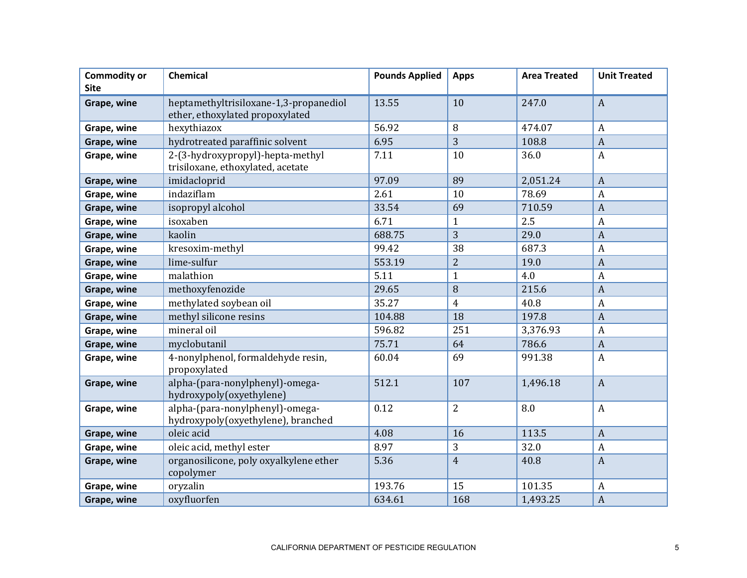| Commodity or Site | Chemical | Pounds Applied | Apps | Area Treated | Unit Treated |
|---|---|---|---|---|---|
| **Grape, wine** | heptamethyltrisiloxane-1,3-propanediol ether, ethoxylated propoxylated | 13.55 | 10 | 247.0 | A |
| **Grape, wine** | hexythiazox | 56.92 | 8 | 474.07 | A |
| **Grape, wine** | hydrotreated paraffinic solvent | 6.95 | 3 | 108.8 | A |
| **Grape, wine** | 2-(3-hydroxypropyl)-hepta-methyl trisiloxane, ethoxylated, acetate | 7.11 | 10 | 36.0 | A |
| **Grape, wine** | imidacloprid | 97.09 | 89 | 2,051.24 | A |
| **Grape, wine** | indaziflam | 2.61 | 10 | 78.69 | A |
| **Grape, wine** | isopropyl alcohol | 33.54 | 69 | 710.59 | A |
| **Grape, wine** | isoxaben | 6.71 | 1 | 2.5 | A |
| **Grape, wine** | kaolin | 688.75 | 3 | 29.0 | A |
| **Grape, wine** | kresoxim-methyl | 99.42 | 38 | 687.3 | A |
| **Grape, wine** | lime-sulfur | 553.19 | 2 | 19.0 | A |
| **Grape, wine** | malathion | 5.11 | 1 | 4.0 | A |
| **Grape, wine** | methoxyfenozide | 29.65 | 8 | 215.6 | A |
| **Grape, wine** | methylated soybean oil | 35.27 | 4 | 40.8 | A |
| **Grape, wine** | methyl silicone resins | 104.88 | 18 | 197.8 | A |
| **Grape, wine** | mineral oil | 596.82 | 251 | 3,376.93 | A |
| **Grape, wine** | myclobutanil | 75.71 | 64 | 786.6 | A |
| **Grape, wine** | 4-nonylphenol, formaldehyde resin, propoxylated | 60.04 | 69 | 991.38 | A |
| **Grape, wine** | alpha-(para-nonylphenyl)-omega-hydroxypoly(oxyethylene) | 512.1 | 107 | 1,496.18 | A |
| **Grape, wine** | alpha-(para-nonylphenyl)-omega-hydroxypoly(oxyethylene), branched | 0.12 | 2 | 8.0 | A |
| **Grape, wine** | oleic acid | 4.08 | 16 | 113.5 | A |
| **Grape, wine** | oleic acid, methyl ester | 8.97 | 3 | 32.0 | A |
| **Grape, wine** | organosilicone, poly oxyalkylene ether copolymer | 5.36 | 4 | 40.8 | A |
| **Grape, wine** | oryzalin | 193.76 | 15 | 101.35 | A |
| **Grape, wine** | oxyfluorfen | 634.61 | 168 | 1,493.25 | A |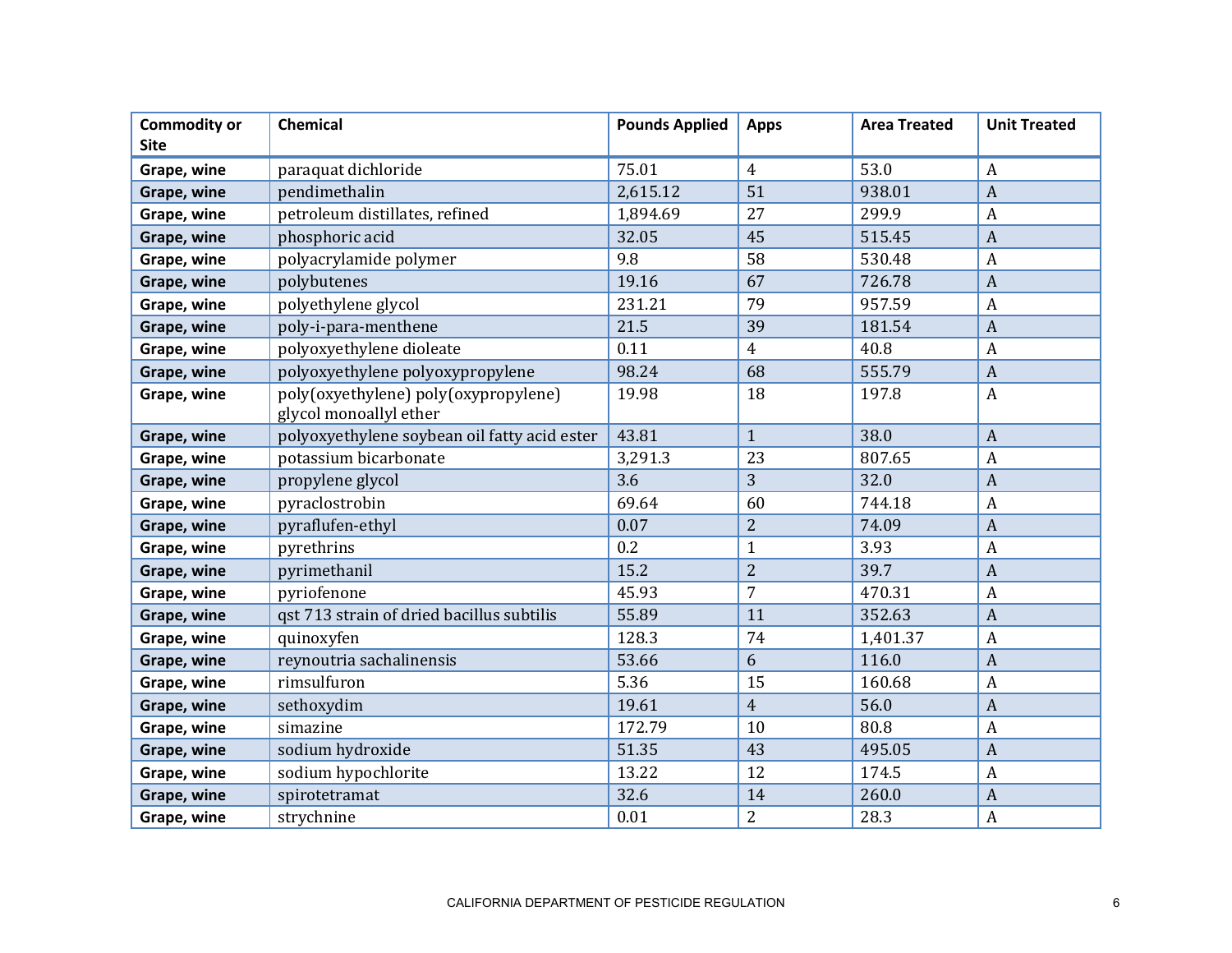| Commodity or Site | Chemical | Pounds Applied | Apps | Area Treated | Unit Treated |
|---|---|---|---|---|---|
| **Grape, wine** | paraquat dichloride | 75.01 | 4 | 53.0 | A |
| **Grape, wine** | pendimethalin | 2,615.12 | 51 | 938.01 | A |
| **Grape, wine** | petroleum distillates, refined | 1,894.69 | 27 | 299.9 | A |
| **Grape, wine** | phosphoric acid | 32.05 | 45 | 515.45 | A |
| **Grape, wine** | polyacrylamide polymer | 9.8 | 58 | 530.48 | A |
| **Grape, wine** | polybutenes | 19.16 | 67 | 726.78 | A |
| **Grape, wine** | polyethylene glycol | 231.21 | 79 | 957.59 | A |
| **Grape, wine** | poly-i-para-menthene | 21.5 | 39 | 181.54 | A |
| **Grape, wine** | polyoxyethylene dioleate | 0.11 | 4 | 40.8 | A |
| **Grape, wine** | polyoxyethylene polyoxypropylene | 98.24 | 68 | 555.79 | A |
| **Grape, wine** | poly(oxyethylene) poly(oxypropylene) glycol monoallyl ether | 19.98 | 18 | 197.8 | A |
| **Grape, wine** | polyoxyethylene soybean oil fatty acid ester | 43.81 | 1 | 38.0 | A |
| **Grape, wine** | potassium bicarbonate | 3,291.3 | 23 | 807.65 | A |
| **Grape, wine** | propylene glycol | 3.6 | 3 | 32.0 | A |
| **Grape, wine** | pyraclostrobin | 69.64 | 60 | 744.18 | A |
| **Grape, wine** | pyraflufen-ethyl | 0.07 | 2 | 74.09 | A |
| **Grape, wine** | pyrethrins | 0.2 | 1 | 3.93 | A |
| **Grape, wine** | pyrimethanil | 15.2 | 2 | 39.7 | A |
| **Grape, wine** | pyriofenone | 45.93 | 7 | 470.31 | A |
| **Grape, wine** | qst 713 strain of dried bacillus subtilis | 55.89 | 11 | 352.63 | A |
| **Grape, wine** | quinoxyfen | 128.3 | 74 | 1,401.37 | A |
| **Grape, wine** | reynoutria sachalinensis | 53.66 | 6 | 116.0 | A |
| **Grape, wine** | rimsulfuron | 5.36 | 15 | 160.68 | A |
| **Grape, wine** | sethoxydim | 19.61 | 4 | 56.0 | A |
| **Grape, wine** | simazine | 172.79 | 10 | 80.8 | A |
| **Grape, wine** | sodium hydroxide | 51.35 | 43 | 495.05 | A |
| **Grape, wine** | sodium hypochlorite | 13.22 | 12 | 174.5 | A |
| **Grape, wine** | spirotetramat | 32.6 | 14 | 260.0 | A |
| **Grape, wine** | strychnine | 0.01 | 2 | 28.3 | A |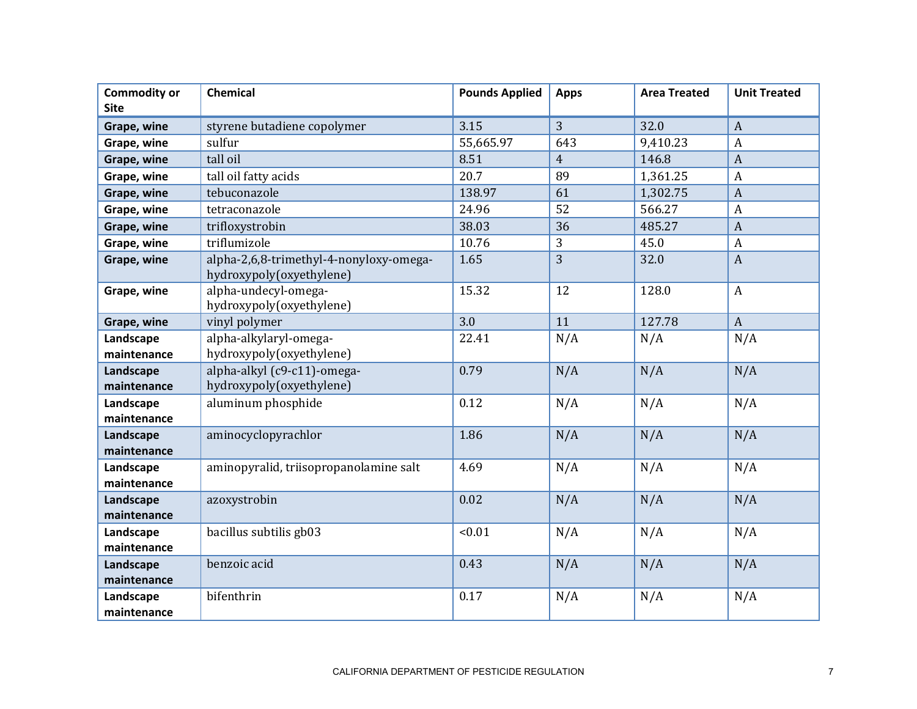| Commodity or Site | Chemical | Pounds Applied | Apps | Area Treated | Unit Treated |
|---|---|---|---|---|---|
| Grape, wine | styrene butadiene copolymer | 3.15 | 3 | 32.0 | A |
| Grape, wine | sulfur | 55,665.97 | 643 | 9,410.23 | A |
| Grape, wine | tall oil | 8.51 | 4 | 146.8 | A |
| Grape, wine | tall oil fatty acids | 20.7 | 89 | 1,361.25 | A |
| Grape, wine | tebuconazole | 138.97 | 61 | 1,302.75 | A |
| Grape, wine | tetraconazole | 24.96 | 52 | 566.27 | A |
| Grape, wine | trifloxystrobin | 38.03 | 36 | 485.27 | A |
| Grape, wine | triflumizole | 10.76 | 3 | 45.0 | A |
| Grape, wine | alpha-2,6,8-trimethyl-4-nonyloxy-omega-hydroxypoly(oxyethylene) | 1.65 | 3 | 32.0 | A |
| Grape, wine | alpha-undecyl-omega-hydroxypoly(oxyethylene) | 15.32 | 12 | 128.0 | A |
| Grape, wine | vinyl polymer | 3.0 | 11 | 127.78 | A |
| Landscape maintenance | alpha-alkylaryl-omega-hydroxypoly(oxyethylene) | 22.41 | N/A | N/A | N/A |
| Landscape maintenance | alpha-alkyl (c9-c11)-omega-hydroxypoly(oxyethylene) | 0.79 | N/A | N/A | N/A |
| Landscape maintenance | aluminum phosphide | 0.12 | N/A | N/A | N/A |
| Landscape maintenance | aminocyclopyrachlor | 1.86 | N/A | N/A | N/A |
| Landscape maintenance | aminopyralid, triisopropanolamine salt | 4.69 | N/A | N/A | N/A |
| Landscape maintenance | azoxystrobin | 0.02 | N/A | N/A | N/A |
| Landscape maintenance | bacillus subtilis gb03 | <0.01 | N/A | N/A | N/A |
| Landscape maintenance | benzoic acid | 0.43 | N/A | N/A | N/A |
| Landscape maintenance | bifenthrin | 0.17 | N/A | N/A | N/A |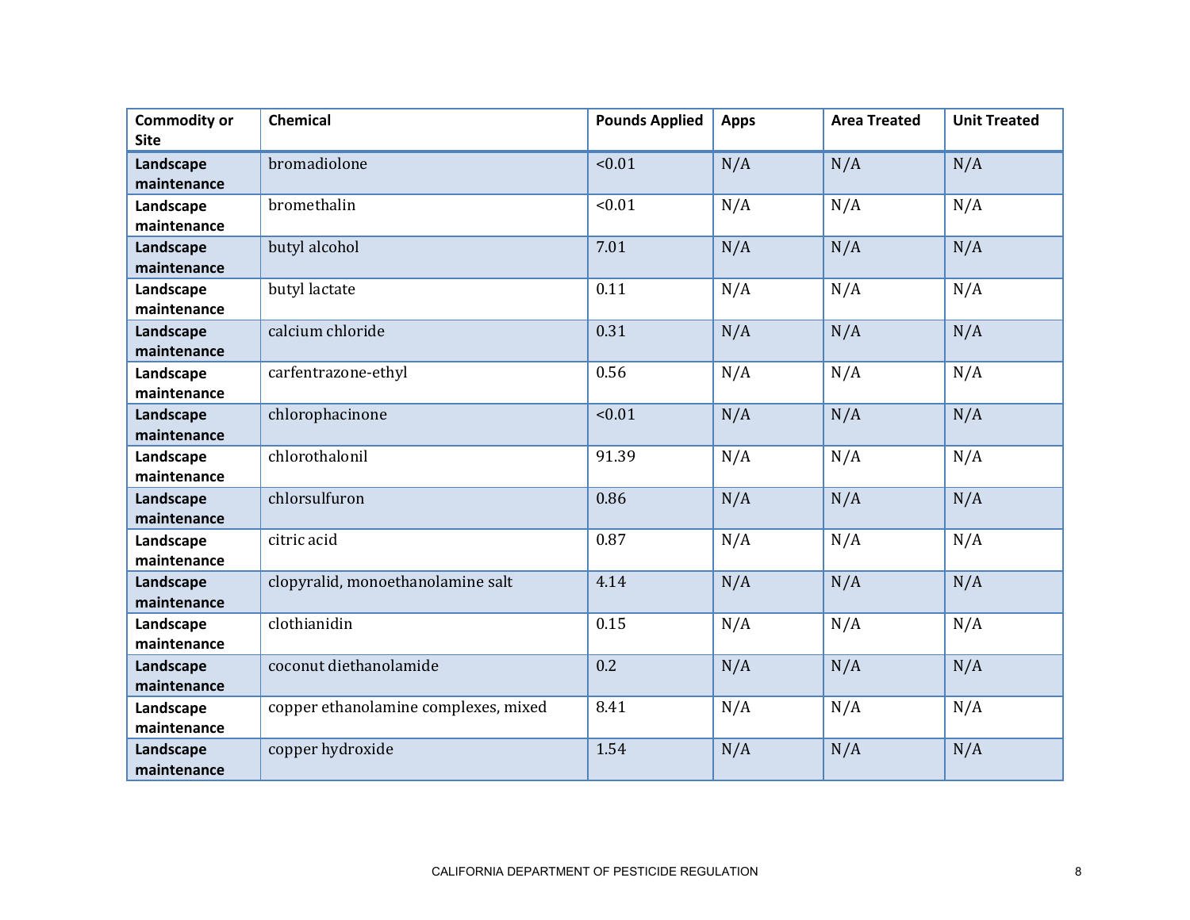| Commodity or Site | Chemical | Pounds Applied | Apps | Area Treated | Unit Treated |
|---|---|---|---|---|---|
| **Landscape maintenance** | bromadiolone | <0.01 | N/A | N/A | N/A |
| **Landscape maintenance** | bromethalin | <0.01 | N/A | N/A | N/A |
| **Landscape maintenance** | butyl alcohol | 7.01 | N/A | N/A | N/A |
| **Landscape maintenance** | butyl lactate | 0.11 | N/A | N/A | N/A |
| **Landscape maintenance** | calcium chloride | 0.31 | N/A | N/A | N/A |
| **Landscape maintenance** | carfentrazone-ethyl | 0.56 | N/A | N/A | N/A |
| **Landscape maintenance** | chlorophacinone | <0.01 | N/A | N/A | N/A |
| **Landscape maintenance** | chlorothalonil | 91.39 | N/A | N/A | N/A |
| **Landscape maintenance** | chlorsulfuron | 0.86 | N/A | N/A | N/A |
| **Landscape maintenance** | citric acid | 0.87 | N/A | N/A | N/A |
| **Landscape maintenance** | clopyralid, monoethanolamine salt | 4.14 | N/A | N/A | N/A |
| **Landscape maintenance** | clothianidin | 0.15 | N/A | N/A | N/A |
| **Landscape maintenance** | coconut diethanolamide | 0.2 | N/A | N/A | N/A |
| **Landscape maintenance** | copper ethanolamine complexes, mixed | 8.41 | N/A | N/A | N/A |
| **Landscape maintenance** | copper hydroxide | 1.54 | N/A | N/A | N/A |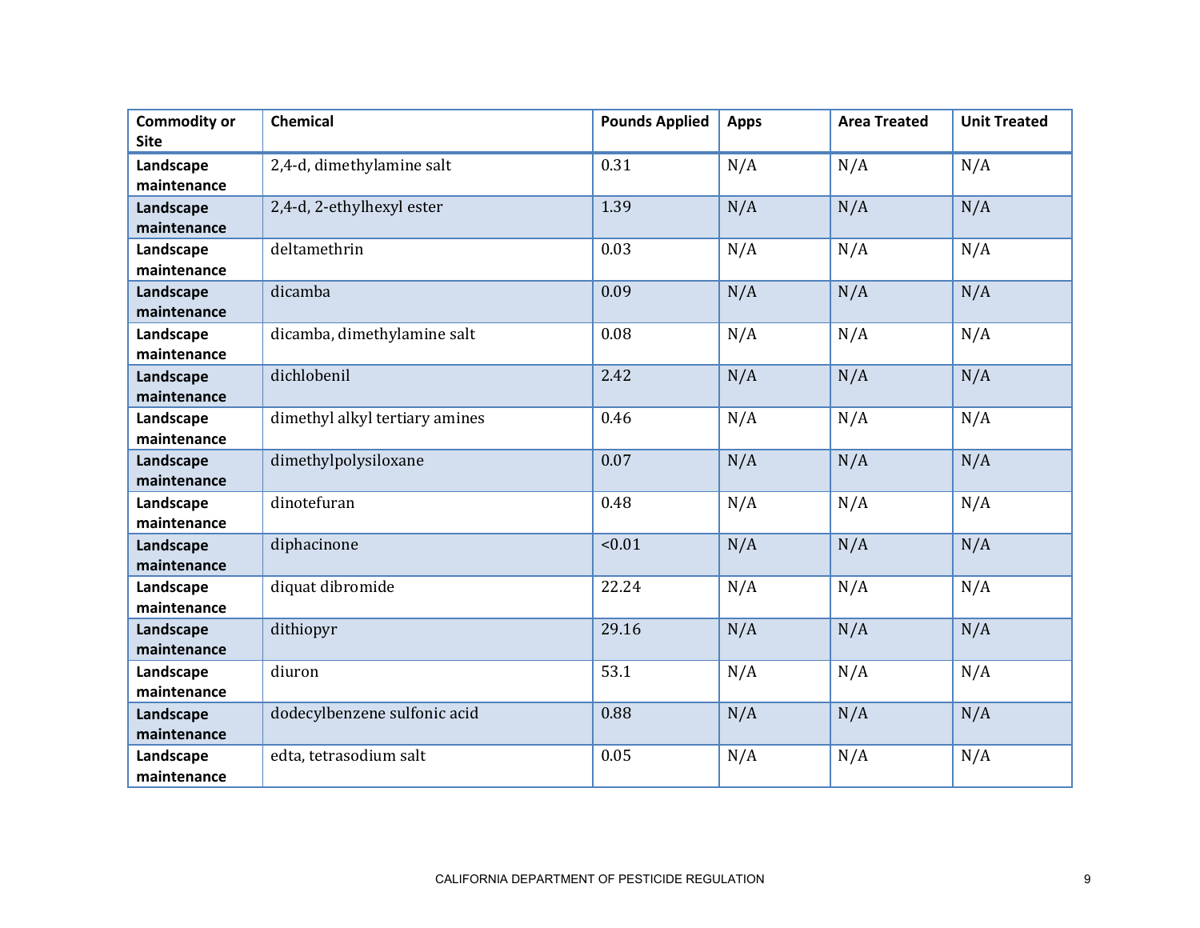| Commodity or Site | Chemical | Pounds Applied | Apps | Area Treated | Unit Treated |
|---|---|---|---|---|---|
| **Landscape maintenance** | 2,4-d, dimethylamine salt | 0.31 | N/A | N/A | N/A |
| **Landscape maintenance** | 2,4-d, 2-ethylhexyl ester | 1.39 | N/A | N/A | N/A |
| **Landscape maintenance** | deltamethrin | 0.03 | N/A | N/A | N/A |
| **Landscape maintenance** | dicamba | 0.09 | N/A | N/A | N/A |
| **Landscape maintenance** | dicamba, dimethylamine salt | 0.08 | N/A | N/A | N/A |
| **Landscape maintenance** | dichlobenil | 2.42 | N/A | N/A | N/A |
| **Landscape maintenance** | dimethyl alkyl tertiary amines | 0.46 | N/A | N/A | N/A |
| **Landscape maintenance** | dimethylpolysiloxane | 0.07 | N/A | N/A | N/A |
| **Landscape maintenance** | dinotefuran | 0.48 | N/A | N/A | N/A |
| **Landscape maintenance** | diphacinone | <0.01 | N/A | N/A | N/A |
| **Landscape maintenance** | diquat dibromide | 22.24 | N/A | N/A | N/A |
| **Landscape maintenance** | dithiopyr | 29.16 | N/A | N/A | N/A |
| **Landscape maintenance** | diuron | 53.1 | N/A | N/A | N/A |
| **Landscape maintenance** | dodecylbenzene sulfonic acid | 0.88 | N/A | N/A | N/A |
| **Landscape maintenance** | edta, tetrasodium salt | 0.05 | N/A | N/A | N/A |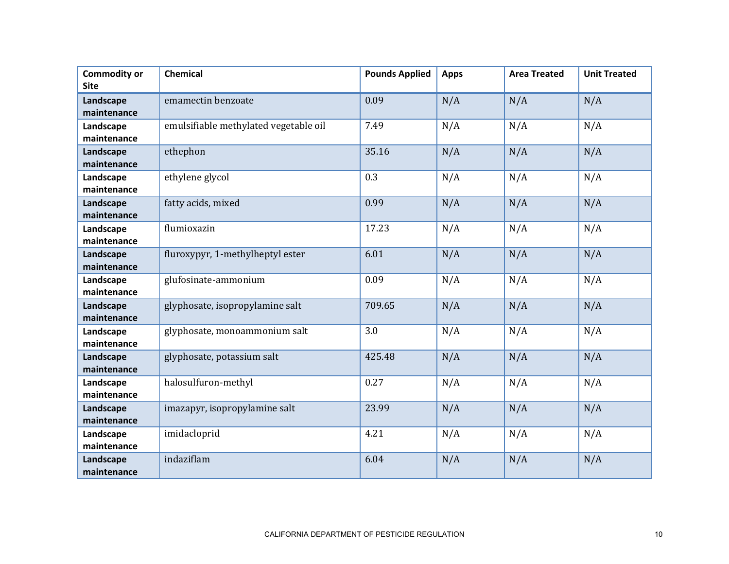| Commodity or Site | Chemical | Pounds Applied | Apps | Area Treated | Unit Treated |
| --- | --- | --- | --- | --- | --- |
| **Landscape maintenance** | emamectin benzoate | 0.09 | N/A | N/A | N/A |
| **Landscape maintenance** | emulsifiable methylated vegetable oil | 7.49 | N/A | N/A | N/A |
| **Landscape maintenance** | ethephon | 35.16 | N/A | N/A | N/A |
| **Landscape maintenance** | ethylene glycol | 0.3 | N/A | N/A | N/A |
| **Landscape maintenance** | fatty acids, mixed | 0.99 | N/A | N/A | N/A |
| **Landscape maintenance** | flumioxazin | 17.23 | N/A | N/A | N/A |
| **Landscape maintenance** | fluroxypyr, 1-methylheptyl ester | 6.01 | N/A | N/A | N/A |
| **Landscape maintenance** | glufosinate-ammonium | 0.09 | N/A | N/A | N/A |
| **Landscape maintenance** | glyphosate, isopropylamine salt | 709.65 | N/A | N/A | N/A |
| **Landscape maintenance** | glyphosate, monoammonium salt | 3.0 | N/A | N/A | N/A |
| **Landscape maintenance** | glyphosate, potassium salt | 425.48 | N/A | N/A | N/A |
| **Landscape maintenance** | halosulfuron-methyl | 0.27 | N/A | N/A | N/A |
| **Landscape maintenance** | imazapyr, isopropylamine salt | 23.99 | N/A | N/A | N/A |
| **Landscape maintenance** | imidacloprid | 4.21 | N/A | N/A | N/A |
| **Landscape maintenance** | indaziflam | 6.04 | N/A | N/A | N/A |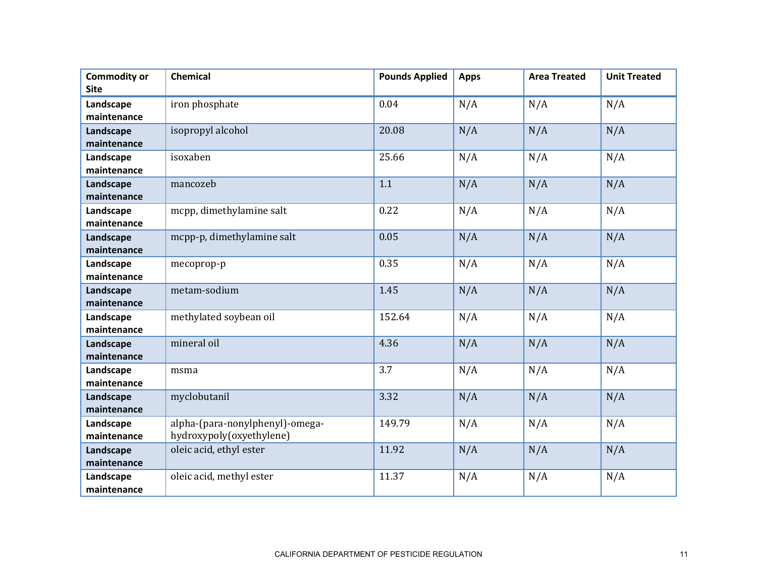| Commodity or Site | Chemical | Pounds Applied | Apps | Area Treated | Unit Treated |
|---|---|---|---|---|---|
| **Landscape maintenance** | iron phosphate | 0.04 | N/A | N/A | N/A |
| **Landscape maintenance** | isopropyl alcohol | 20.08 | N/A | N/A | N/A |
| **Landscape maintenance** | isoxaben | 25.66 | N/A | N/A | N/A |
| **Landscape maintenance** | mancozeb | 1.1 | N/A | N/A | N/A |
| **Landscape maintenance** | mcpp, dimethylamine salt | 0.22 | N/A | N/A | N/A |
| **Landscape maintenance** | mcpp-p, dimethylamine salt | 0.05 | N/A | N/A | N/A |
| **Landscape maintenance** | mecoprop-p | 0.35 | N/A | N/A | N/A |
| **Landscape maintenance** | metam-sodium | 1.45 | N/A | N/A | N/A |
| **Landscape maintenance** | methylated soybean oil | 152.64 | N/A | N/A | N/A |
| **Landscape maintenance** | mineral oil | 4.36 | N/A | N/A | N/A |
| **Landscape maintenance** | msma | 3.7 | N/A | N/A | N/A |
| **Landscape maintenance** | myclobutanil | 3.32 | N/A | N/A | N/A |
| **Landscape maintenance** | alpha-(para-nonylphenyl)-omega-hydroxypoly(oxyethylene) | 149.79 | N/A | N/A | N/A |
| **Landscape maintenance** | oleic acid, ethyl ester | 11.92 | N/A | N/A | N/A |
| **Landscape maintenance** | oleic acid, methyl ester | 11.37 | N/A | N/A | N/A |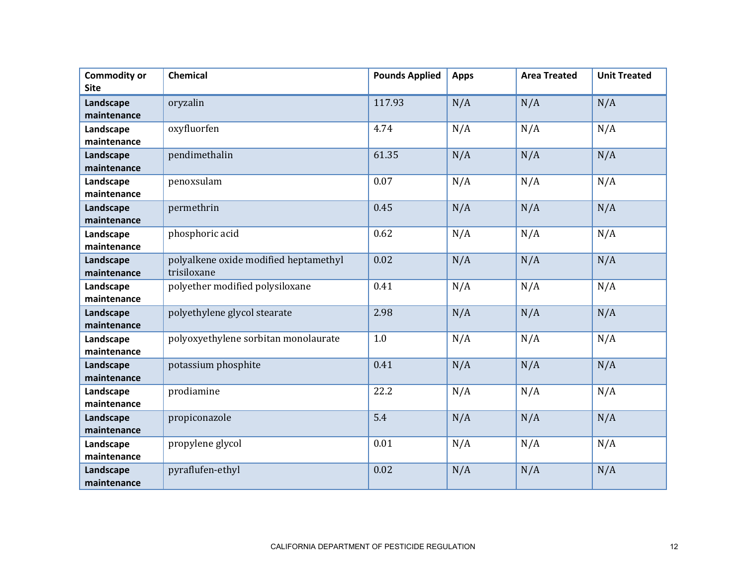| Commodity or Site | Chemical | Pounds Applied | Apps | Area Treated | Unit Treated |
|---|---|---|---|---|---|
| **Landscape maintenance** | oryzalin | 117.93 | N/A | N/A | N/A |
| **Landscape maintenance** | oxyfluorfen | 4.74 | N/A | N/A | N/A |
| **Landscape maintenance** | pendimethalin | 61.35 | N/A | N/A | N/A |
| **Landscape maintenance** | penoxsulam | 0.07 | N/A | N/A | N/A |
| **Landscape maintenance** | permethrin | 0.45 | N/A | N/A | N/A |
| **Landscape maintenance** | phosphoric acid | 0.62 | N/A | N/A | N/A |
| **Landscape maintenance** | polyalkene oxide modified heptamethyl trisiloxane | 0.02 | N/A | N/A | N/A |
| **Landscape maintenance** | polyether modified polysiloxane | 0.41 | N/A | N/A | N/A |
| **Landscape maintenance** | polyethylene glycol stearate | 2.98 | N/A | N/A | N/A |
| **Landscape maintenance** | polyoxyethylene sorbitan monolaurate | 1.0 | N/A | N/A | N/A |
| **Landscape maintenance** | potassium phosphite | 0.41 | N/A | N/A | N/A |
| **Landscape maintenance** | prodiamine | 22.2 | N/A | N/A | N/A |
| **Landscape maintenance** | propiconazole | 5.4 | N/A | N/A | N/A |
| **Landscape maintenance** | propylene glycol | 0.01 | N/A | N/A | N/A |
| **Landscape maintenance** | pyraflufen-ethyl | 0.02 | N/A | N/A | N/A |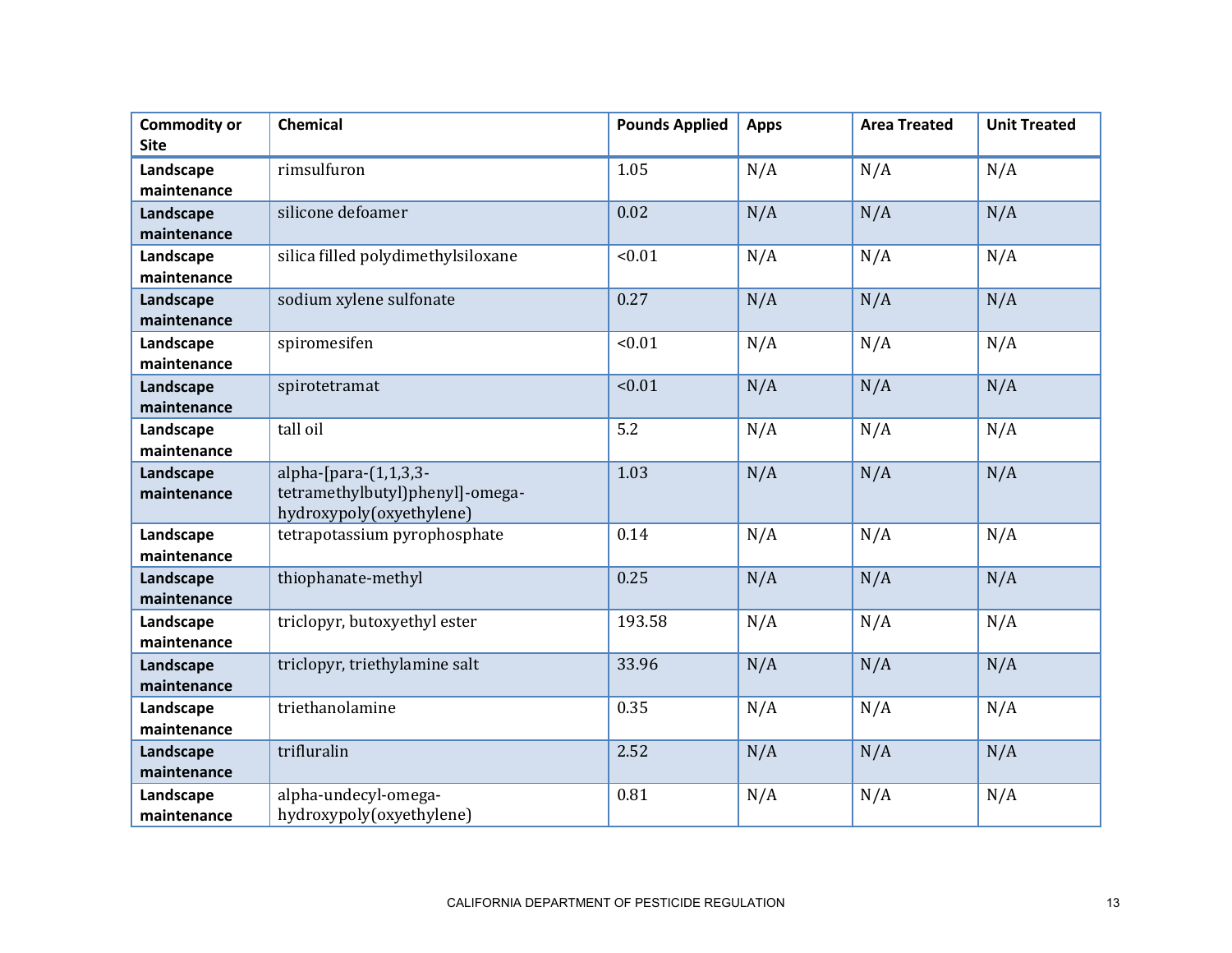| Commodity or Site | Chemical | Pounds Applied | Apps | Area Treated | Unit Treated |
|---|---|---|---|---|---|
| **Landscape maintenance** | rimsulfuron | 1.05 | N/A | N/A | N/A |
| **Landscape maintenance** | silicone defoamer | 0.02 | N/A | N/A | N/A |
| **Landscape maintenance** | silica filled polydimethylsiloxane | <0.01 | N/A | N/A | N/A |
| **Landscape maintenance** | sodium xylene sulfonate | 0.27 | N/A | N/A | N/A |
| **Landscape maintenance** | spiromesifen | <0.01 | N/A | N/A | N/A |
| **Landscape maintenance** | spirotetramat | <0.01 | N/A | N/A | N/A |
| **Landscape maintenance** | tall oil | 5.2 | N/A | N/A | N/A |
| **Landscape maintenance** | alpha-[para-(1,1,3,3-tetramethylbutyl)phenyl]-omega-hydroxypoly(oxyethylene) | 1.03 | N/A | N/A | N/A |
| **Landscape maintenance** | tetrapotassium pyrophosphate | 0.14 | N/A | N/A | N/A |
| **Landscape maintenance** | thiophanate-methyl | 0.25 | N/A | N/A | N/A |
| **Landscape maintenance** | triclopyr, butoxyethyl ester | 193.58 | N/A | N/A | N/A |
| **Landscape maintenance** | triclopyr, triethylamine salt | 33.96 | N/A | N/A | N/A |
| **Landscape maintenance** | triethanolamine | 0.35 | N/A | N/A | N/A |
| **Landscape maintenance** | trifluralin | 2.52 | N/A | N/A | N/A |
| **Landscape maintenance** | alpha-undecyl-omega-hydroxypoly(oxyethylene) | 0.81 | N/A | N/A | N/A |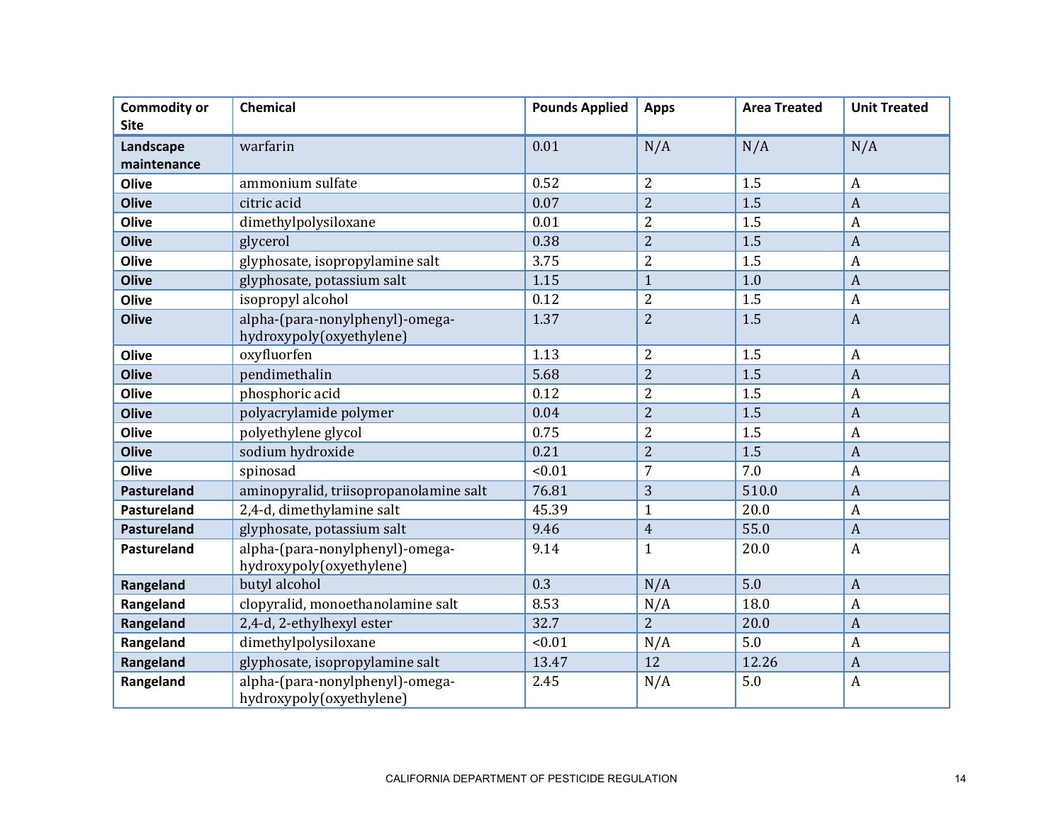| Commodity or Site | Chemical | Pounds Applied | Apps | Area Treated | Unit Treated |
| --- | --- | --- | --- | --- | --- |
| **Landscape maintenance** | warfarin | 0.01 | N/A | N/A | N/A |
| **Olive** | ammonium sulfate | 0.52 | 2 | 1.5 | A |
| **Olive** | citric acid | 0.07 | 2 | 1.5 | A |
| **Olive** | dimethylpolysiloxane | 0.01 | 2 | 1.5 | A |
| **Olive** | glycerol | 0.38 | 2 | 1.5 | A |
| **Olive** | glyphosate, isopropylamine salt | 3.75 | 2 | 1.5 | A |
| **Olive** | glyphosate, potassium salt | 1.15 | 1 | 1.0 | A |
| **Olive** | isopropyl alcohol | 0.12 | 2 | 1.5 | A |
| **Olive** | alpha-(para-nonylphenyl)-omega-hydroxypoly(oxyethylene) | 1.37 | 2 | 1.5 | A |
| **Olive** | oxyfluorfen | 1.13 | 2 | 1.5 | A |
| **Olive** | pendimethalin | 5.68 | 2 | 1.5 | A |
| **Olive** | phosphoric acid | 0.12 | 2 | 1.5 | A |
| **Olive** | polyacrylamide polymer | 0.04 | 2 | 1.5 | A |
| **Olive** | polyethylene glycol | 0.75 | 2 | 1.5 | A |
| **Olive** | sodium hydroxide | 0.21 | 2 | 1.5 | A |
| **Olive** | spinosad | <0.01 | 7 | 7.0 | A |
| **Pastureland** | aminopyralid, triisopropanolamine salt | 76.81 | 3 | 510.0 | A |
| **Pastureland** | 2,4-d, dimethylamine salt | 45.39 | 1 | 20.0 | A |
| **Pastureland** | glyphosate, potassium salt | 9.46 | 4 | 55.0 | A |
| **Pastureland** | alpha-(para-nonylphenyl)-omega-hydroxypoly(oxyethylene) | 9.14 | 1 | 20.0 | A |
| **Rangeland** | butyl alcohol | 0.3 | N/A | 5.0 | A |
| **Rangeland** | clopyralid, monoethanolamine salt | 8.53 | N/A | 18.0 | A |
| **Rangeland** | 2,4-d, 2-ethylhexyl ester | 32.7 | 2 | 20.0 | A |
| **Rangeland** | dimethylpolysiloxane | <0.01 | N/A | 5.0 | A |
| **Rangeland** | glyphosate, isopropylamine salt | 13.47 | 12 | 12.26 | A |
| **Rangeland** | alpha-(para-nonylphenyl)-omega-hydroxypoly(oxyethylene) | 2.45 | N/A | 5.0 | A |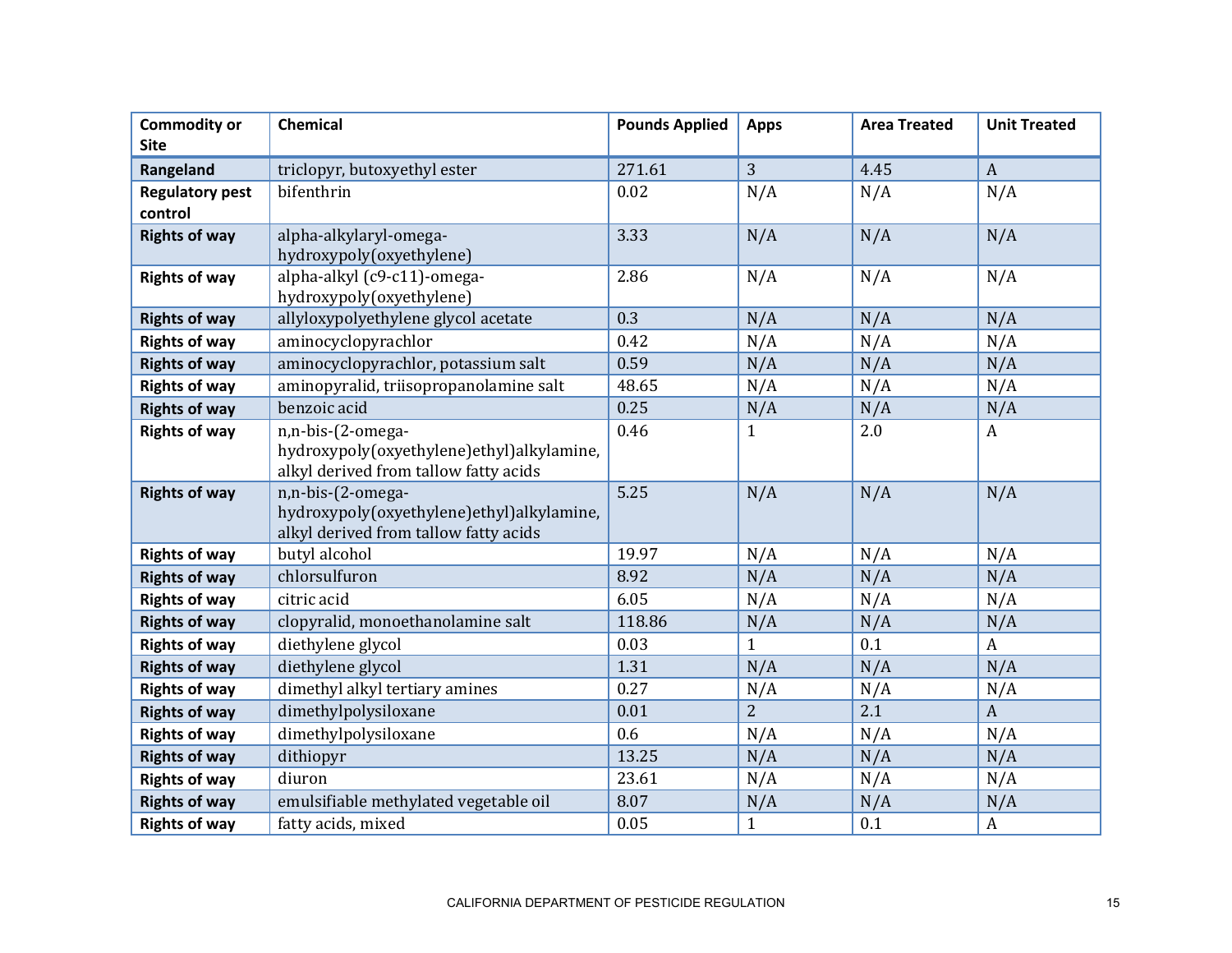| Commodity or Site | Chemical | Pounds Applied | Apps | Area Treated | Unit Treated |
|---|---|---|---|---|---|
| **Rangeland** | triclopyr, butoxyethyl ester | 271.61 | 3 | 4.45 | A |
| **Regulatory pest control** | bifenthrin | 0.02 | N/A | N/A | N/A |
| **Rights of way** | alpha-alkylaryl-omega-hydroxypoly(oxyethylene) | 3.33 | N/A | N/A | N/A |
| **Rights of way** | alpha-alkyl (c9-c11)-omega-hydroxypoly(oxyethylene) | 2.86 | N/A | N/A | N/A |
| **Rights of way** | allyloxypolyethylene glycol acetate | 0.3 | N/A | N/A | N/A |
| **Rights of way** | aminocyclopyrachlor | 0.42 | N/A | N/A | N/A |
| **Rights of way** | aminocyclopyrachlor, potassium salt | 0.59 | N/A | N/A | N/A |
| **Rights of way** | aminopyralid, triisopropanolamine salt | 48.65 | N/A | N/A | N/A |
| **Rights of way** | benzoic acid | 0.25 | N/A | N/A | N/A |
| **Rights of way** | n,n-bis-(2-omega-hydroxypoly(oxyethylene)ethyl)alkylamine, alkyl derived from tallow fatty acids | 0.46 | 1 | 2.0 | A |
| **Rights of way** | n,n-bis-(2-omega-hydroxypoly(oxyethylene)ethyl)alkylamine, alkyl derived from tallow fatty acids | 5.25 | N/A | N/A | N/A |
| **Rights of way** | butyl alcohol | 19.97 | N/A | N/A | N/A |
| **Rights of way** | chlorsulfuron | 8.92 | N/A | N/A | N/A |
| **Rights of way** | citric acid | 6.05 | N/A | N/A | N/A |
| **Rights of way** | clopyralid, monoethanolamine salt | 118.86 | N/A | N/A | N/A |
| **Rights of way** | diethylene glycol | 0.03 | 1 | 0.1 | A |
| **Rights of way** | diethylene glycol | 1.31 | N/A | N/A | N/A |
| **Rights of way** | dimethyl alkyl tertiary amines | 0.27 | N/A | N/A | N/A |
| **Rights of way** | dimethylpolysiloxane | 0.01 | 2 | 2.1 | A |
| **Rights of way** | dimethylpolysiloxane | 0.6 | N/A | N/A | N/A |
| **Rights of way** | dithiopyr | 13.25 | N/A | N/A | N/A |
| **Rights of way** | diuron | 23.61 | N/A | N/A | N/A |
| **Rights of way** | emulsifiable methylated vegetable oil | 8.07 | N/A | N/A | N/A |
| **Rights of way** | fatty acids, mixed | 0.05 | 1 | 0.1 | A |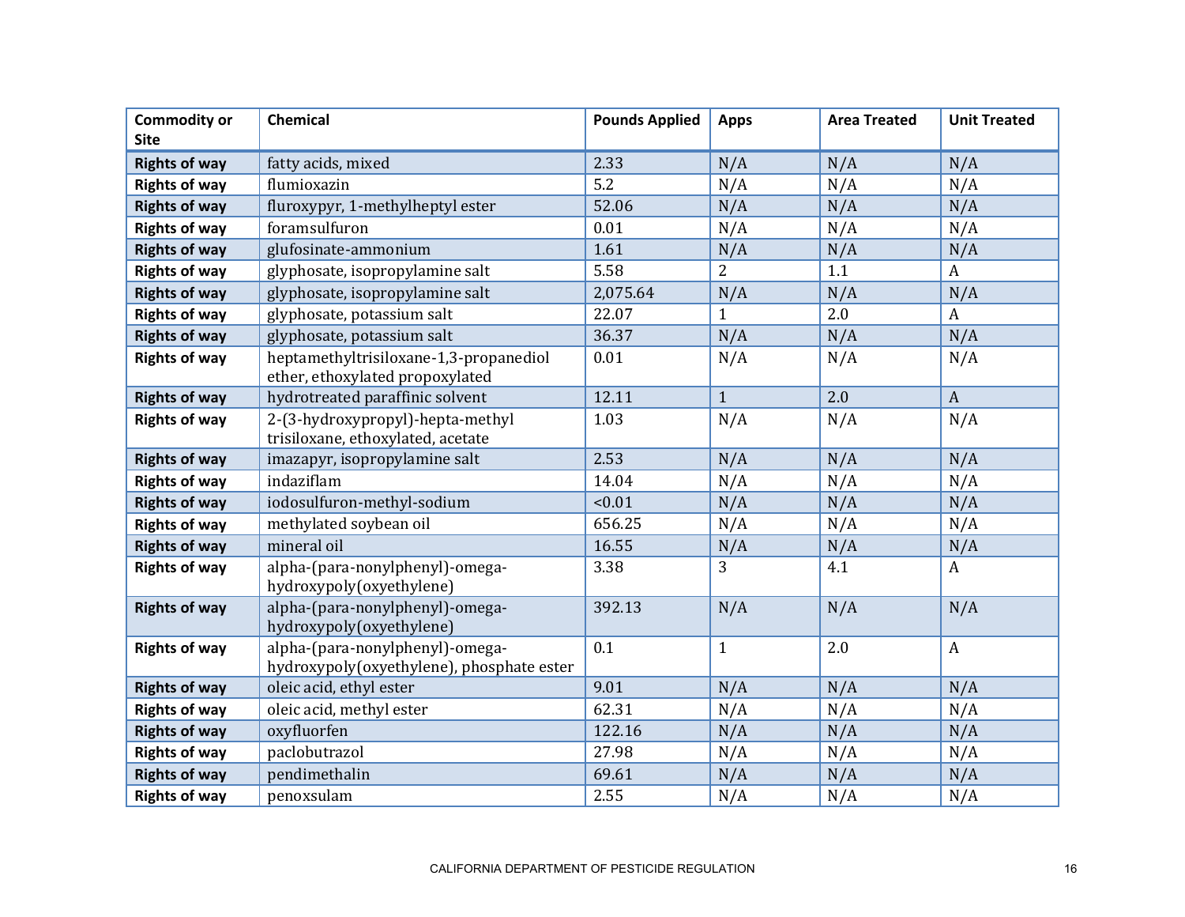| Commodity or Site | Chemical | Pounds Applied | Apps | Area Treated | Unit Treated |
|---|---|---|---|---|---|
| **Rights of way** | fatty acids, mixed | 2.33 | N/A | N/A | N/A |
| **Rights of way** | flumioxazin | 5.2 | N/A | N/A | N/A |
| **Rights of way** | fluroxypyr, 1-methylheptyl ester | 52.06 | N/A | N/A | N/A |
| **Rights of way** | foramsulfuron | 0.01 | N/A | N/A | N/A |
| **Rights of way** | glufosinate-ammonium | 1.61 | N/A | N/A | N/A |
| **Rights of way** | glyphosate, isopropylamine salt | 5.58 | 2 | 1.1 | A |
| **Rights of way** | glyphosate, isopropylamine salt | 2,075.64 | N/A | N/A | N/A |
| **Rights of way** | glyphosate, potassium salt | 22.07 | 1 | 2.0 | A |
| **Rights of way** | glyphosate, potassium salt | 36.37 | N/A | N/A | N/A |
| **Rights of way** | heptamethyltrisiloxane-1,3-propanediol ether, ethoxylated propoxylated | 0.01 | N/A | N/A | N/A |
| **Rights of way** | hydrotreated paraffinic solvent | 12.11 | 1 | 2.0 | A |
| **Rights of way** | 2-(3-hydroxypropyl)-hepta-methyl trisiloxane, ethoxylated, acetate | 1.03 | N/A | N/A | N/A |
| **Rights of way** | imazapyr, isopropylamine salt | 2.53 | N/A | N/A | N/A |
| **Rights of way** | indaziflam | 14.04 | N/A | N/A | N/A |
| **Rights of way** | iodosulfuron-methyl-sodium | <0.01 | N/A | N/A | N/A |
| **Rights of way** | methylated soybean oil | 656.25 | N/A | N/A | N/A |
| **Rights of way** | mineral oil | 16.55 | N/A | N/A | N/A |
| **Rights of way** | alpha-(para-nonylphenyl)-omega-hydroxypoly(oxyethylene) | 3.38 | 3 | 4.1 | A |
| **Rights of way** | alpha-(para-nonylphenyl)-omega-hydroxypoly(oxyethylene) | 392.13 | N/A | N/A | N/A |
| **Rights of way** | alpha-(para-nonylphenyl)-omega-hydroxypoly(oxyethylene), phosphate ester | 0.1 | 1 | 2.0 | A |
| **Rights of way** | oleic acid, ethyl ester | 9.01 | N/A | N/A | N/A |
| **Rights of way** | oleic acid, methyl ester | 62.31 | N/A | N/A | N/A |
| **Rights of way** | oxyfluorfen | 122.16 | N/A | N/A | N/A |
| **Rights of way** | paclobutrazol | 27.98 | N/A | N/A | N/A |
| **Rights of way** | pendimethalin | 69.61 | N/A | N/A | N/A |
| **Rights of way** | penoxsulam | 2.55 | N/A | N/A | N/A |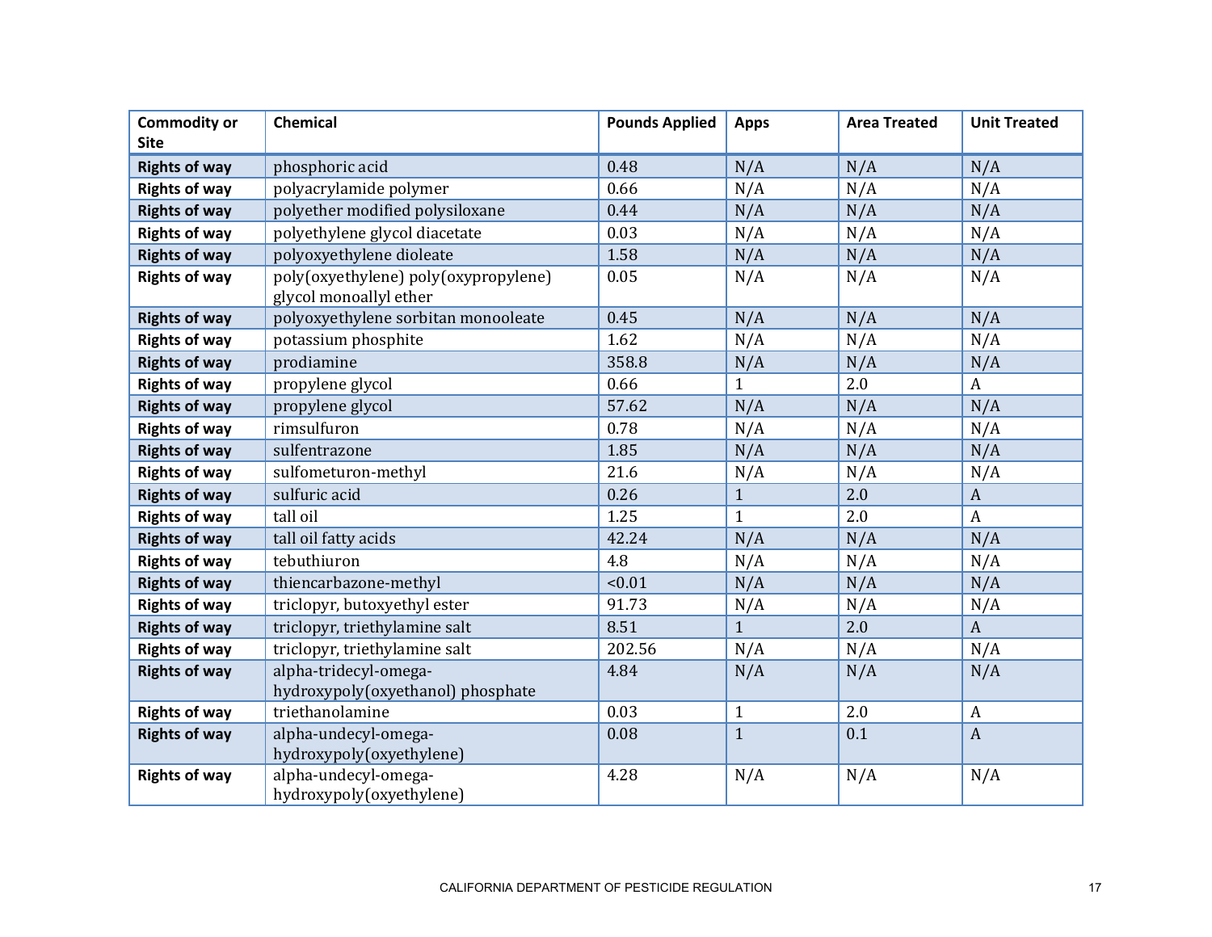| Commodity or Site | Chemical | Pounds Applied | Apps | Area Treated | Unit Treated |
|---|---|---|---|---|---|
| **Rights of way** | phosphoric acid | 0.48 | N/A | N/A | N/A |
| **Rights of way** | polyacrylamide polymer | 0.66 | N/A | N/A | N/A |
| **Rights of way** | polyether modified polysiloxane | 0.44 | N/A | N/A | N/A |
| **Rights of way** | polyethylene glycol diacetate | 0.03 | N/A | N/A | N/A |
| **Rights of way** | polyoxyethylene dioleate | 1.58 | N/A | N/A | N/A |
| **Rights of way** | poly(oxyethylene) poly(oxypropylene) glycol monoallyl ether | 0.05 | N/A | N/A | N/A |
| **Rights of way** | polyoxyethylene sorbitan monooleate | 0.45 | N/A | N/A | N/A |
| **Rights of way** | potassium phosphite | 1.62 | N/A | N/A | N/A |
| **Rights of way** | prodiamine | 358.8 | N/A | N/A | N/A |
| **Rights of way** | propylene glycol | 0.66 | 1 | 2.0 | A |
| **Rights of way** | propylene glycol | 57.62 | N/A | N/A | N/A |
| **Rights of way** | rimsulfuron | 0.78 | N/A | N/A | N/A |
| **Rights of way** | sulfentrazone | 1.85 | N/A | N/A | N/A |
| **Rights of way** | sulfometuron-methyl | 21.6 | N/A | N/A | N/A |
| **Rights of way** | sulfuric acid | 0.26 | 1 | 2.0 | A |
| **Rights of way** | tall oil | 1.25 | 1 | 2.0 | A |
| **Rights of way** | tall oil fatty acids | 42.24 | N/A | N/A | N/A |
| **Rights of way** | tebuthiuron | 4.8 | N/A | N/A | N/A |
| **Rights of way** | thiencarbazone-methyl | <0.01 | N/A | N/A | N/A |
| **Rights of way** | triclopyr, butoxyethyl ester | 91.73 | N/A | N/A | N/A |
| **Rights of way** | triclopyr, triethylamine salt | 8.51 | 1 | 2.0 | A |
| **Rights of way** | triclopyr, triethylamine salt | 202.56 | N/A | N/A | N/A |
| **Rights of way** | alpha-tridecyl-omega-hydroxypoly(oxyethanol) phosphate | 4.84 | N/A | N/A | N/A |
| **Rights of way** | triethanolamine | 0.03 | 1 | 2.0 | A |
| **Rights of way** | alpha-undecyl-omega-hydroxypoly(oxyethylene) | 0.08 | 1 | 0.1 | A |
| **Rights of way** | alpha-undecyl-omega-hydroxypoly(oxyethylene) | 4.28 | N/A | N/A | N/A |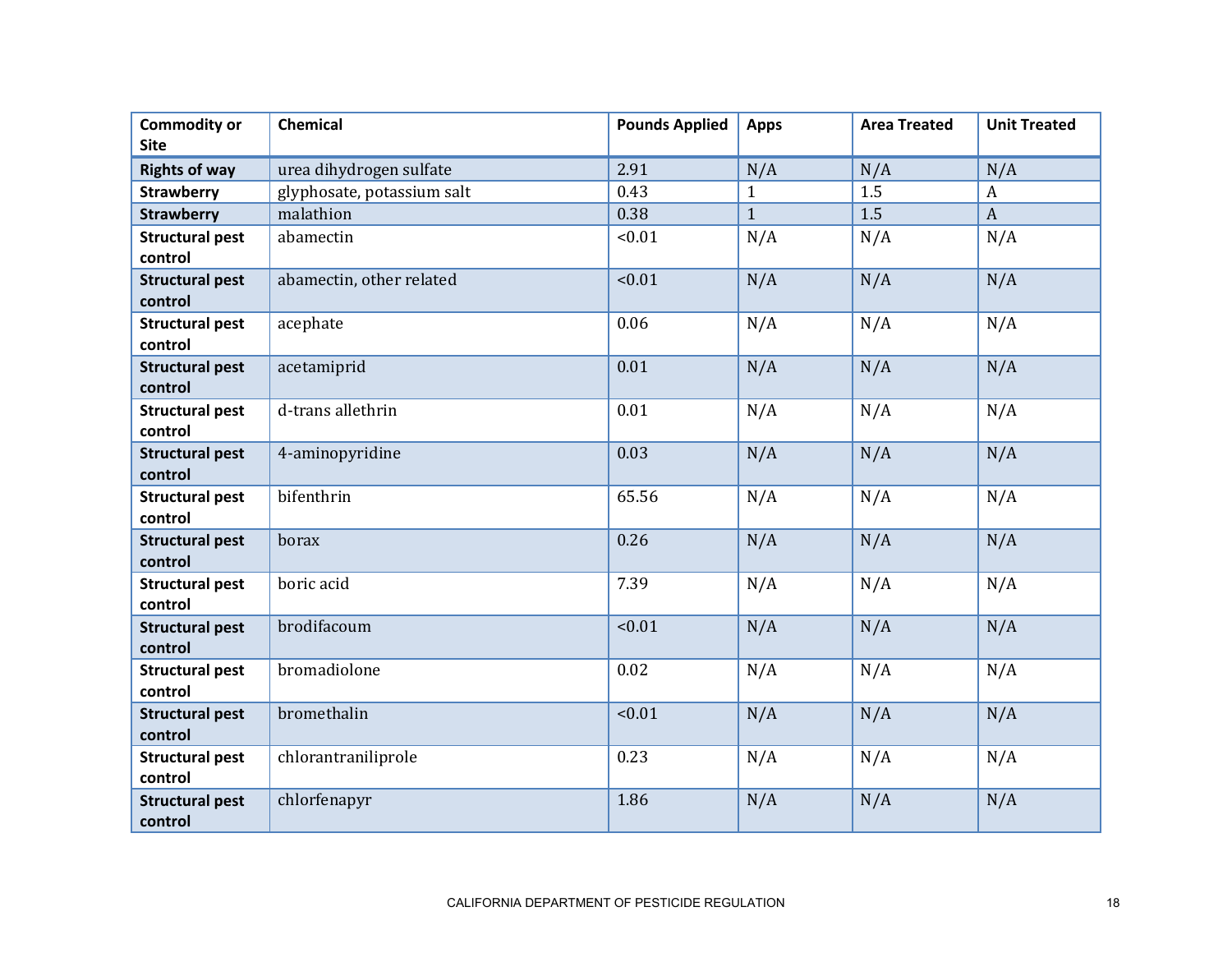| Commodity or Site | Chemical | Pounds Applied | Apps | Area Treated | Unit Treated |
|---|---|---|---|---|---|
| Rights of way | urea dihydrogen sulfate | 2.91 | N/A | N/A | N/A |
| Strawberry | glyphosate, potassium salt | 0.43 | 1 | 1.5 | A |
| Strawberry | malathion | 0.38 | 1 | 1.5 | A |
| Structural pest control | abamectin | <0.01 | N/A | N/A | N/A |
| Structural pest control | abamectin, other related | <0.01 | N/A | N/A | N/A |
| Structural pest control | acephate | 0.06 | N/A | N/A | N/A |
| Structural pest control | acetamiprid | 0.01 | N/A | N/A | N/A |
| Structural pest control | d-trans allethrin | 0.01 | N/A | N/A | N/A |
| Structural pest control | 4-aminopyridine | 0.03 | N/A | N/A | N/A |
| Structural pest control | bifenthrin | 65.56 | N/A | N/A | N/A |
| Structural pest control | borax | 0.26 | N/A | N/A | N/A |
| Structural pest control | boric acid | 7.39 | N/A | N/A | N/A |
| Structural pest control | brodifacoum | <0.01 | N/A | N/A | N/A |
| Structural pest control | bromadiolone | 0.02 | N/A | N/A | N/A |
| Structural pest control | bromethalin | <0.01 | N/A | N/A | N/A |
| Structural pest control | chlorantraniliprole | 0.23 | N/A | N/A | N/A |
| Structural pest control | chlorfenapyr | 1.86 | N/A | N/A | N/A |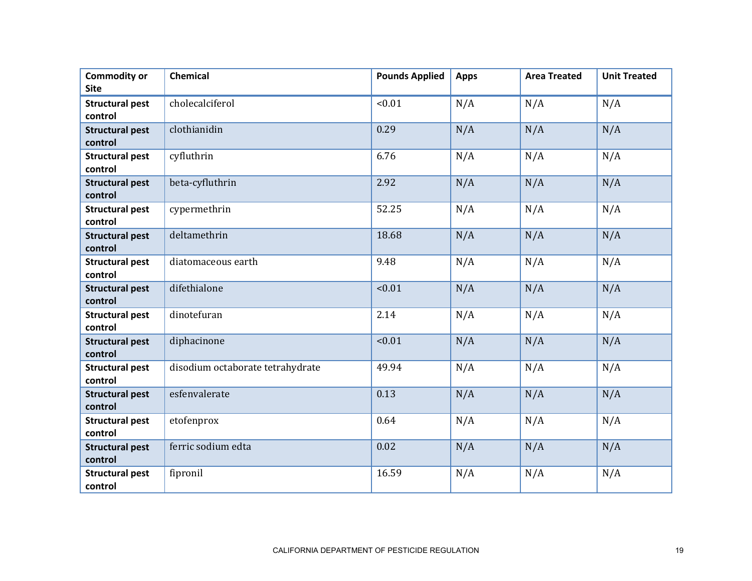| Commodity or Site | Chemical | Pounds Applied | Apps | Area Treated | Unit Treated |
|---|---|---|---|---|---|
| **Structural pest control** | cholecalciferol | <0.01 | N/A | N/A | N/A |
| **Structural pest control** | clothianidin | 0.29 | N/A | N/A | N/A |
| **Structural pest control** | cyfluthrin | 6.76 | N/A | N/A | N/A |
| **Structural pest control** | beta-cyfluthrin | 2.92 | N/A | N/A | N/A |
| **Structural pest control** | cypermethrin | 52.25 | N/A | N/A | N/A |
| **Structural pest control** | deltamethrin | 18.68 | N/A | N/A | N/A |
| **Structural pest control** | diatomaceous earth | 9.48 | N/A | N/A | N/A |
| **Structural pest control** | difethialone | <0.01 | N/A | N/A | N/A |
| **Structural pest control** | dinotefuran | 2.14 | N/A | N/A | N/A |
| **Structural pest control** | diphacinone | <0.01 | N/A | N/A | N/A |
| **Structural pest control** | disodium octaborate tetrahydrate | 49.94 | N/A | N/A | N/A |
| **Structural pest control** | esfenvalerate | 0.13 | N/A | N/A | N/A |
| **Structural pest control** | etofenprox | 0.64 | N/A | N/A | N/A |
| **Structural pest control** | ferric sodium edta | 0.02 | N/A | N/A | N/A |
| **Structural pest control** | fipronil | 16.59 | N/A | N/A | N/A |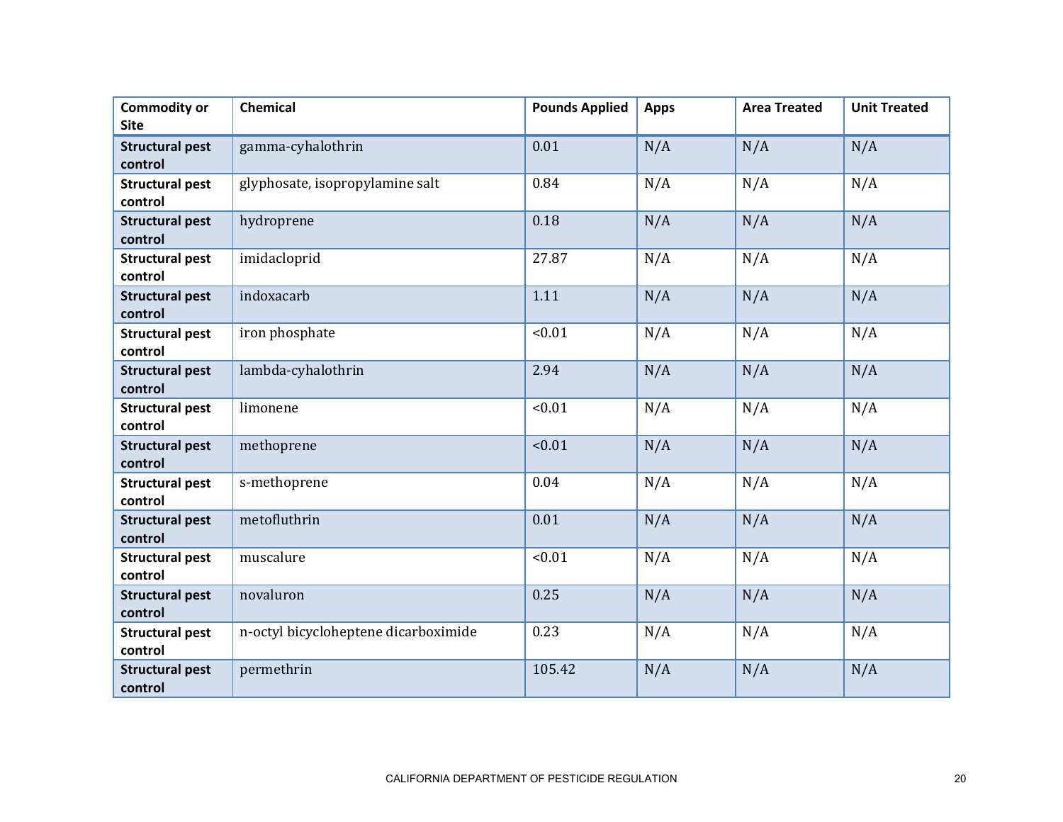| Commodity or Site | Chemical | Pounds Applied | Apps | Area Treated | Unit Treated |
|---|---|---|---|---|---|
| **Structural pest control** | gamma-cyhalothrin | 0.01 | N/A | N/A | N/A |
| **Structural pest control** | glyphosate, isopropylamine salt | 0.84 | N/A | N/A | N/A |
| **Structural pest control** | hydroprene | 0.18 | N/A | N/A | N/A |
| **Structural pest control** | imidacloprid | 27.87 | N/A | N/A | N/A |
| **Structural pest control** | indoxacarb | 1.11 | N/A | N/A | N/A |
| **Structural pest control** | iron phosphate | <0.01 | N/A | N/A | N/A |
| **Structural pest control** | lambda-cyhalothrin | 2.94 | N/A | N/A | N/A |
| **Structural pest control** | limonene | <0.01 | N/A | N/A | N/A |
| **Structural pest control** | methoprene | <0.01 | N/A | N/A | N/A |
| **Structural pest control** | s-methoprene | 0.04 | N/A | N/A | N/A |
| **Structural pest control** | metofluthrin | 0.01 | N/A | N/A | N/A |
| **Structural pest control** | muscalure | <0.01 | N/A | N/A | N/A |
| **Structural pest control** | novaluron | 0.25 | N/A | N/A | N/A |
| **Structural pest control** | n-octyl bicycloheptene dicarboximide | 0.23 | N/A | N/A | N/A |
| **Structural pest control** | permethrin | 105.42 | N/A | N/A | N/A |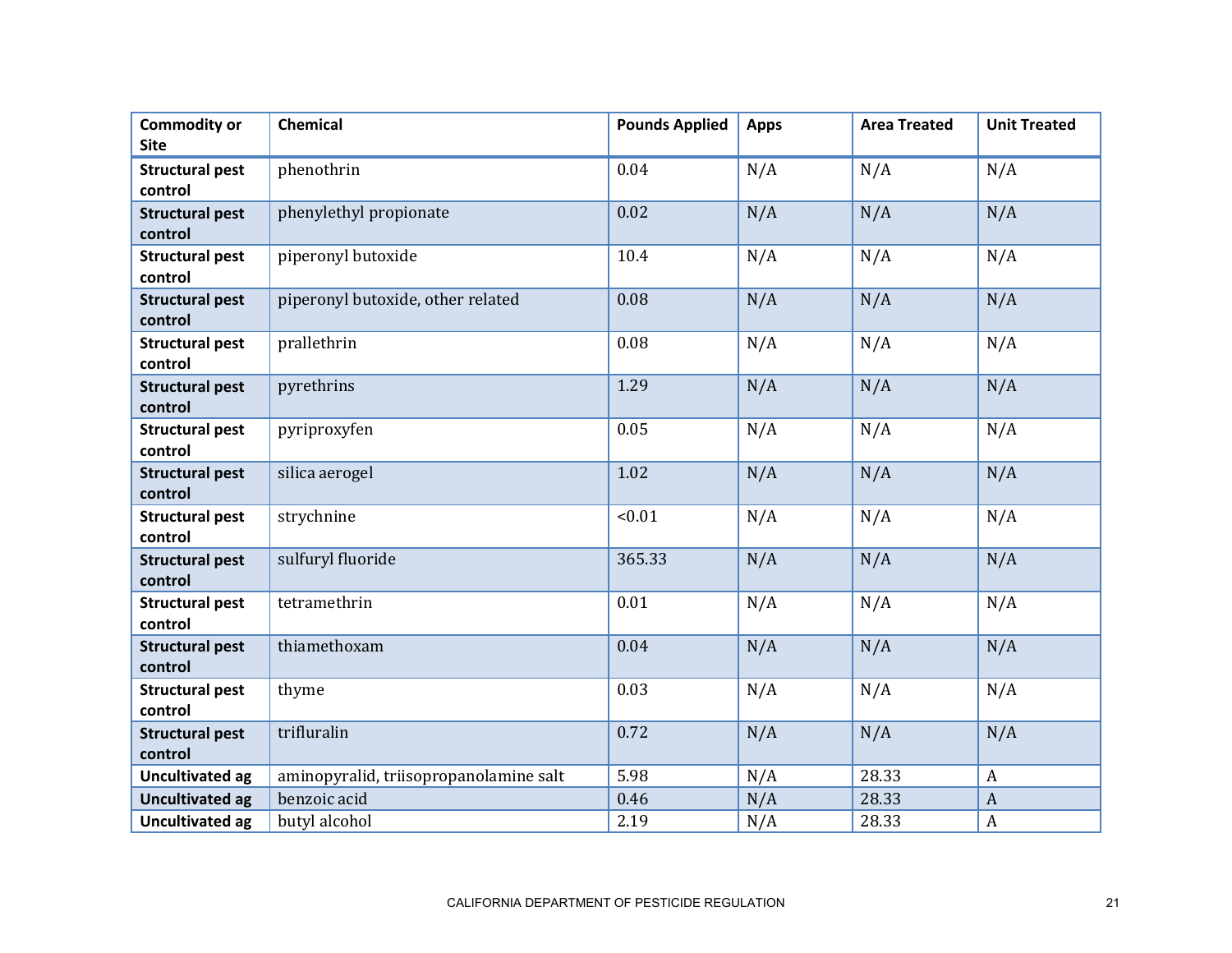| Commodity or Site | Chemical | Pounds Applied | Apps | Area Treated | Unit Treated |
|---|---|---|---|---|---|
| **Structural pest control** | phenothrin | 0.04 | N/A | N/A | N/A |
| **Structural pest control** | phenylethyl propionate | 0.02 | N/A | N/A | N/A |
| **Structural pest control** | piperonyl butoxide | 10.4 | N/A | N/A | N/A |
| **Structural pest control** | piperonyl butoxide, other related | 0.08 | N/A | N/A | N/A |
| **Structural pest control** | prallethrin | 0.08 | N/A | N/A | N/A |
| **Structural pest control** | pyrethrins | 1.29 | N/A | N/A | N/A |
| **Structural pest control** | pyriproxyfen | 0.05 | N/A | N/A | N/A |
| **Structural pest control** | silica aerogel | 1.02 | N/A | N/A | N/A |
| **Structural pest control** | strychnine | <0.01 | N/A | N/A | N/A |
| **Structural pest control** | sulfuryl fluoride | 365.33 | N/A | N/A | N/A |
| **Structural pest control** | tetramethrin | 0.01 | N/A | N/A | N/A |
| **Structural pest control** | thiamethoxam | 0.04 | N/A | N/A | N/A |
| **Structural pest control** | thyme | 0.03 | N/A | N/A | N/A |
| **Structural pest control** | trifluralin | 0.72 | N/A | N/A | N/A |
| **Uncultivated ag** | aminopyralid, triisopropanolamine salt | 5.98 | N/A | 28.33 | A |
| **Uncultivated ag** | benzoic acid | 0.46 | N/A | 28.33 | A |
| **Uncultivated ag** | butyl alcohol | 2.19 | N/A | 28.33 | A |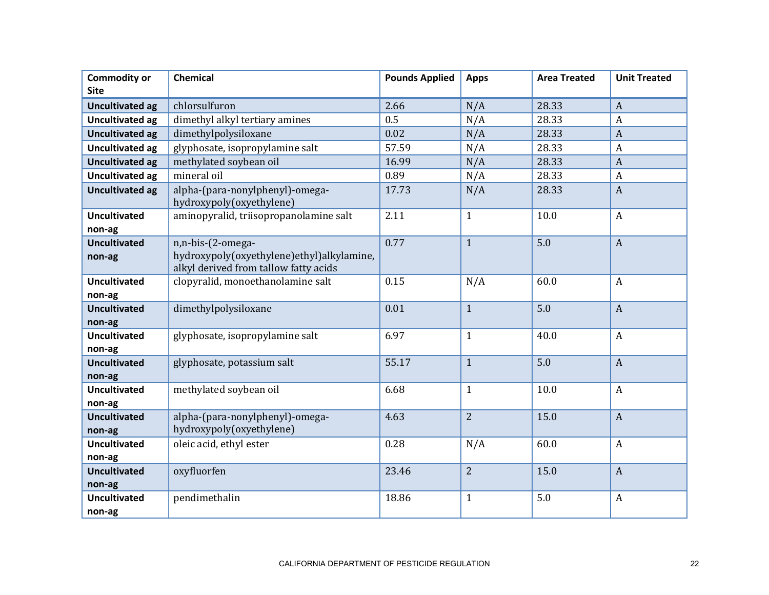| Commodity or Site | Chemical | Pounds Applied | Apps | Area Treated | Unit Treated |
|---|---|---|---|---|---|
| **Uncultivated ag** | chlorsulfuron | 2.66 | N/A | 28.33 | A |
| **Uncultivated ag** | dimethyl alkyl tertiary amines | 0.5 | N/A | 28.33 | A |
| **Uncultivated ag** | dimethylpolysiloxane | 0.02 | N/A | 28.33 | A |
| **Uncultivated ag** | glyphosate, isopropylamine salt | 57.59 | N/A | 28.33 | A |
| **Uncultivated ag** | methylated soybean oil | 16.99 | N/A | 28.33 | A |
| **Uncultivated ag** | mineral oil | 0.89 | N/A | 28.33 | A |
| **Uncultivated ag** | alpha-(para-nonylphenyl)-omega-hydroxypoly(oxyethylene) | 17.73 | N/A | 28.33 | A |
| **Uncultivated non-ag** | aminopyralid, triisopropanolamine salt | 2.11 | 1 | 10.0 | A |
| **Uncultivated non-ag** | n,n-bis-(2-omega-hydroxypoly(oxyethylene)ethyl)alkylamine, alkyl derived from tallow fatty acids | 0.77 | 1 | 5.0 | A |
| **Uncultivated non-ag** | clopyralid, monoethanolamine salt | 0.15 | N/A | 60.0 | A |
| **Uncultivated non-ag** | dimethylpolysiloxane | 0.01 | 1 | 5.0 | A |
| **Uncultivated non-ag** | glyphosate, isopropylamine salt | 6.97 | 1 | 40.0 | A |
| **Uncultivated non-ag** | glyphosate, potassium salt | 55.17 | 1 | 5.0 | A |
| **Uncultivated non-ag** | methylated soybean oil | 6.68 | 1 | 10.0 | A |
| **Uncultivated non-ag** | alpha-(para-nonylphenyl)-omega-hydroxypoly(oxyethylene) | 4.63 | 2 | 15.0 | A |
| **Uncultivated non-ag** | oleic acid, ethyl ester | 0.28 | N/A | 60.0 | A |
| **Uncultivated non-ag** | oxyfluorfen | 23.46 | 2 | 15.0 | A |
| **Uncultivated non-ag** | pendimethalin | 18.86 | 1 | 5.0 | A |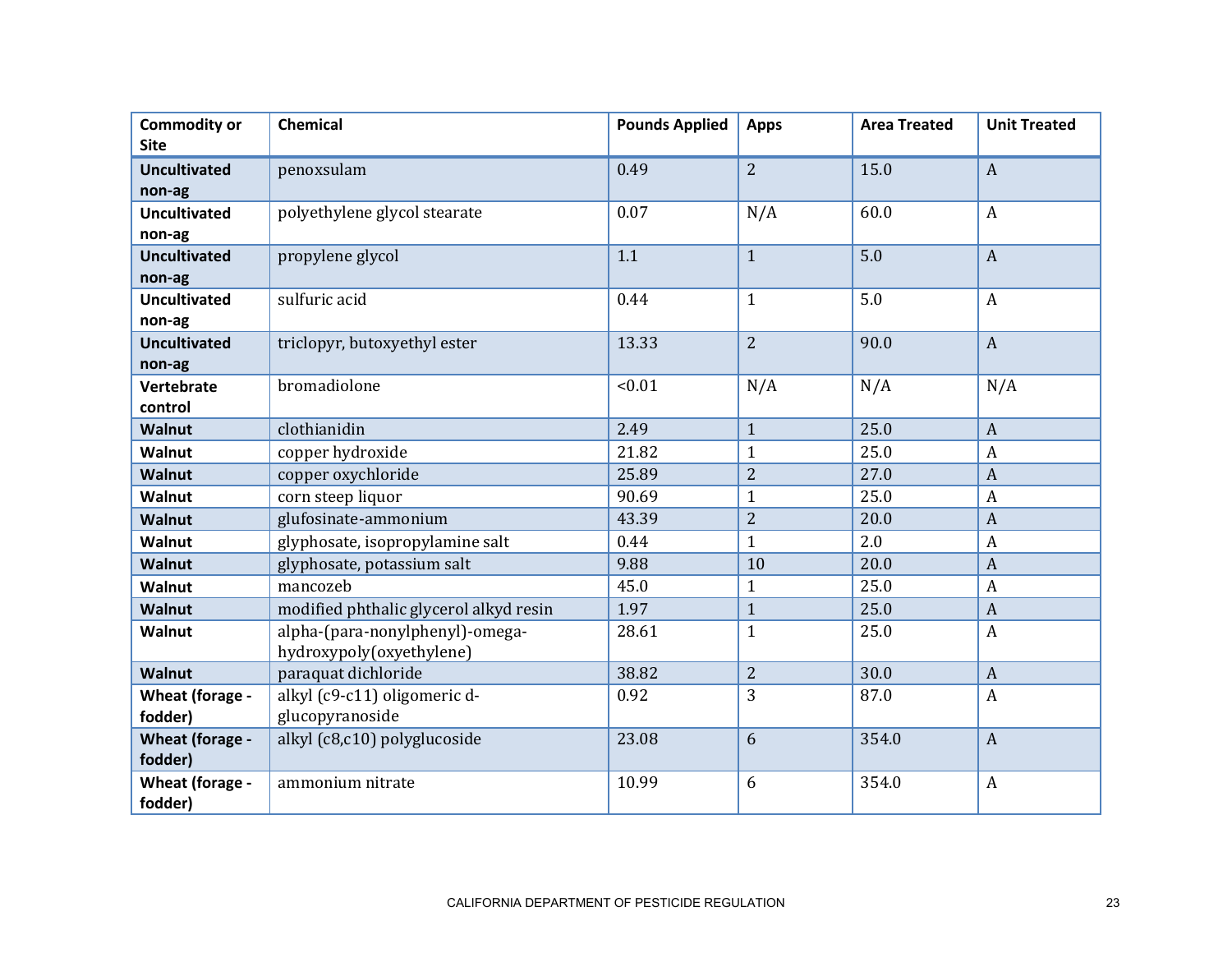| Commodity or Site | Chemical | Pounds Applied | Apps | Area Treated | Unit Treated |
|---|---|---|---|---|---|
| **Uncultivated non-ag** | penoxsulam | 0.49 | 2 | 15.0 | A |
| **Uncultivated non-ag** | polyethylene glycol stearate | 0.07 | N/A | 60.0 | A |
| **Uncultivated non-ag** | propylene glycol | 1.1 | 1 | 5.0 | A |
| **Uncultivated non-ag** | sulfuric acid | 0.44 | 1 | 5.0 | A |
| **Uncultivated non-ag** | triclopyr, butoxyethyl ester | 13.33 | 2 | 90.0 | A |
| **Vertebrate control** | bromadiolone | <0.01 | N/A | N/A | N/A |
| **Walnut** | clothianidin | 2.49 | 1 | 25.0 | A |
| **Walnut** | copper hydroxide | 21.82 | 1 | 25.0 | A |
| **Walnut** | copper oxychloride | 25.89 | 2 | 27.0 | A |
| **Walnut** | corn steep liquor | 90.69 | 1 | 25.0 | A |
| **Walnut** | glufosinate-ammonium | 43.39 | 2 | 20.0 | A |
| **Walnut** | glyphosate, isopropylamine salt | 0.44 | 1 | 2.0 | A |
| **Walnut** | glyphosate, potassium salt | 9.88 | 10 | 20.0 | A |
| **Walnut** | mancozeb | 45.0 | 1 | 25.0 | A |
| **Walnut** | modified phthalic glycerol alkyd resin | 1.97 | 1 | 25.0 | A |
| **Walnut** | alpha-(para-nonylphenyl)-omega-hydroxypoly(oxyethylene) | 28.61 | 1 | 25.0 | A |
| **Walnut** | paraquat dichloride | 38.82 | 2 | 30.0 | A |
| **Wheat (forage - fodder)** | alkyl (c9-c11) oligomeric d-glucopyranoside | 0.92 | 3 | 87.0 | A |
| **Wheat (forage - fodder)** | alkyl (c8,c10) polyglucoside | 23.08 | 6 | 354.0 | A |
| **Wheat (forage - fodder)** | ammonium nitrate | 10.99 | 6 | 354.0 | A |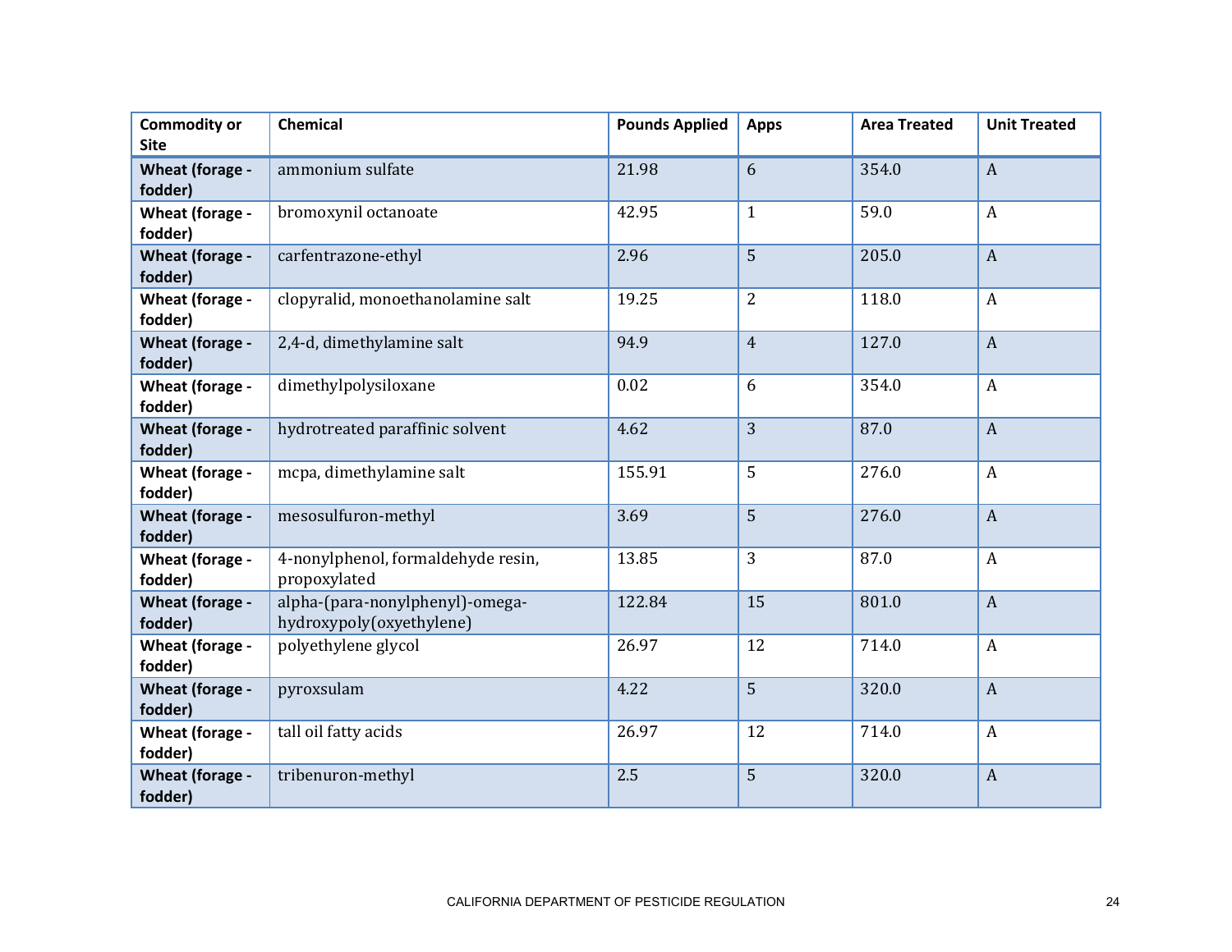| Commodity or Site | Chemical | Pounds Applied | Apps | Area Treated | Unit Treated |
|---|---|---|---|---|---|
| **Wheat (forage - fodder)** | ammonium sulfate | 21.98 | 6 | 354.0 | A |
| **Wheat (forage - fodder)** | bromoxynil octanoate | 42.95 | 1 | 59.0 | A |
| **Wheat (forage - fodder)** | carfentrazone-ethyl | 2.96 | 5 | 205.0 | A |
| **Wheat (forage - fodder)** | clopyralid, monoethanolamine salt | 19.25 | 2 | 118.0 | A |
| **Wheat (forage - fodder)** | 2,4-d, dimethylamine salt | 94.9 | 4 | 127.0 | A |
| **Wheat (forage - fodder)** | dimethylpolysiloxane | 0.02 | 6 | 354.0 | A |
| **Wheat (forage - fodder)** | hydrotreated paraffinic solvent | 4.62 | 3 | 87.0 | A |
| **Wheat (forage - fodder)** | mcpa, dimethylamine salt | 155.91 | 5 | 276.0 | A |
| **Wheat (forage - fodder)** | mesosulfuron-methyl | 3.69 | 5 | 276.0 | A |
| **Wheat (forage - fodder)** | 4-nonylphenol, formaldehyde resin, propoxylated | 13.85 | 3 | 87.0 | A |
| **Wheat (forage - fodder)** | alpha-(para-nonylphenyl)-omega-hydroxypoly(oxyethylene) | 122.84 | 15 | 801.0 | A |
| **Wheat (forage - fodder)** | polyethylene glycol | 26.97 | 12 | 714.0 | A |
| **Wheat (forage - fodder)** | pyroxsulam | 4.22 | 5 | 320.0 | A |
| **Wheat (forage - fodder)** | tall oil fatty acids | 26.97 | 12 | 714.0 | A |
| **Wheat (forage - fodder)** | tribenuron-methyl | 2.5 | 5 | 320.0 | A |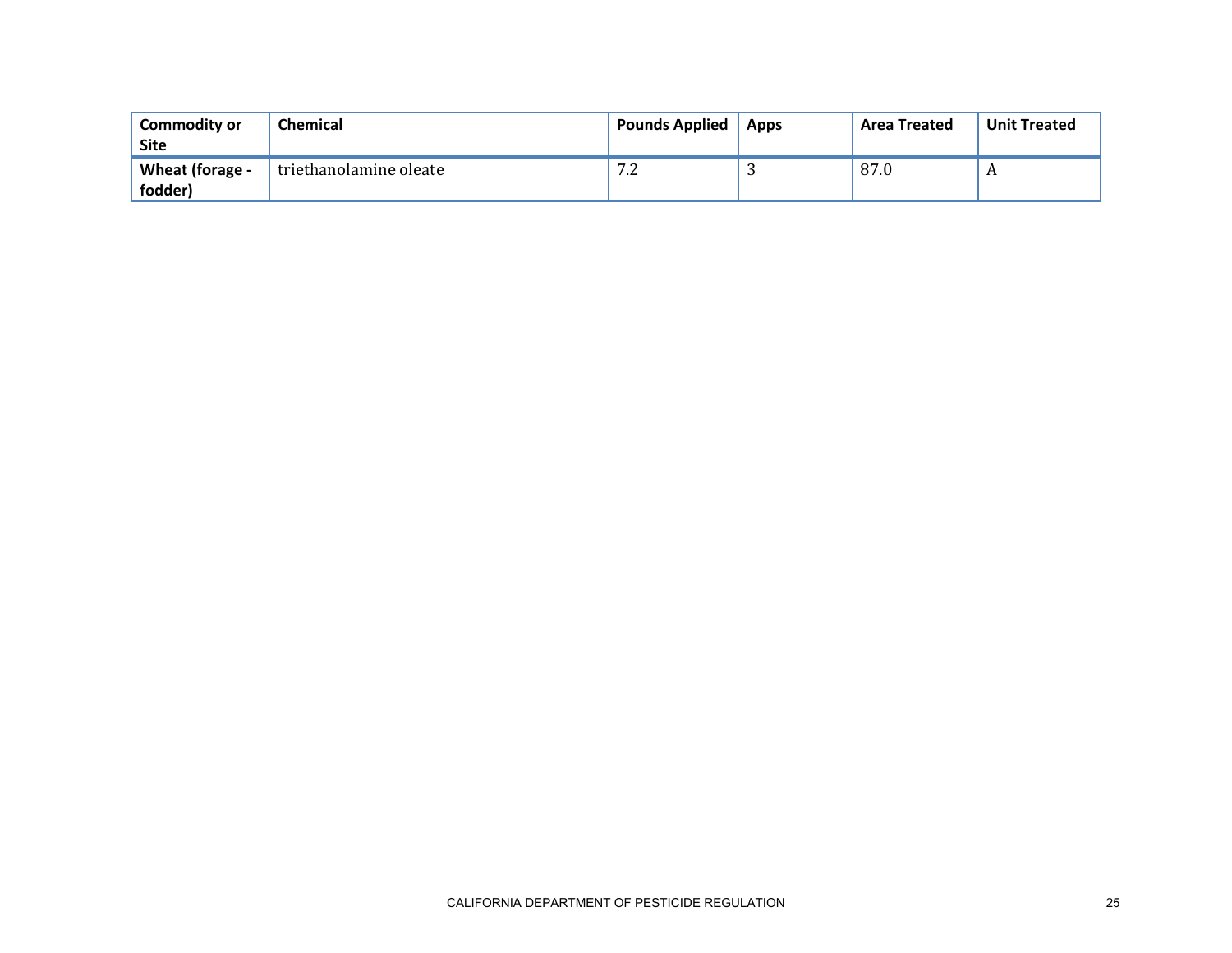| Commodity or Site | Chemical | Pounds Applied | Apps | Area Treated | Unit Treated |
|---|---|---|---|---|---|
| **Wheat (forage - fodder)** | triethanolamine oleate | 7.2 | 3 | 87.0 | A |